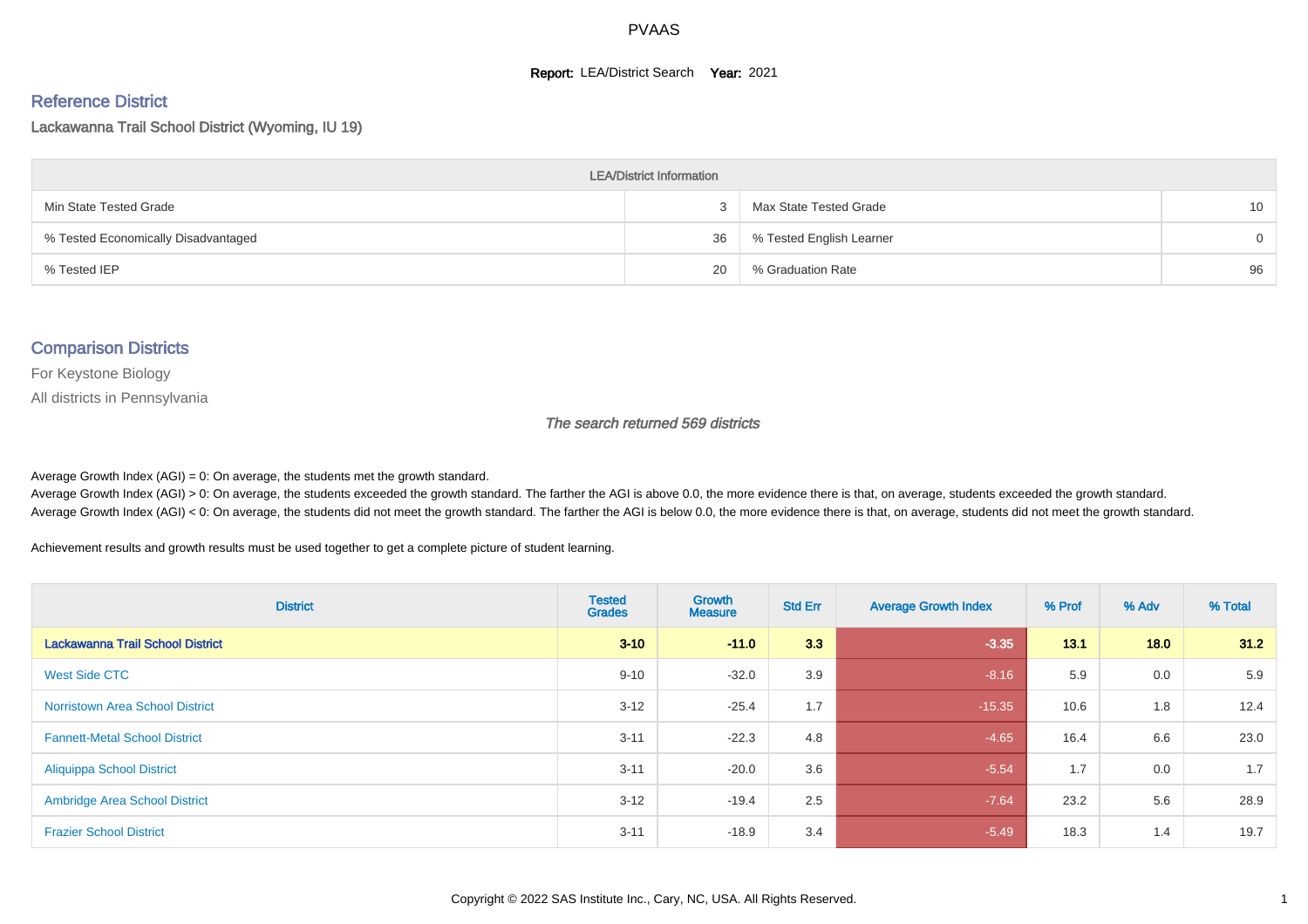# PVAAS

**Report:** LEA/District Search **Year:** 2021

## Reference District

Lackawanna Trail School District (Wyoming, IU 19)

| LEA/District Information | | | |
|---|---|---|---|
| Min State Tested Grade | 3 | Max State Tested Grade | 10 |
| % Tested Economically Disadvantaged | 36 | % Tested English Learner | 0 |
| % Tested IEP | 20 | % Graduation Rate | 96 |

## Comparison Districts

For Keystone Biology

All districts in Pennsylvania

*The search returned 569 districts*

Average Growth Index (AGI) = 0: On average, the students met the growth standard.
Average Growth Index (AGI) > 0: On average, the students exceeded the growth standard. The farther the AGI is above 0.0, the more evidence there is that, on average, students exceeded the growth standard.
Average Growth Index (AGI) < 0: On average, the students did not meet the growth standard. The farther the AGI is below 0.0, the more evidence there is that, on average, students did not meet the growth standard.

Achievement results and growth results must be used together to get a complete picture of student learning.

| District | Tested Grades | Growth Measure | Std Err | Average Growth Index | % Prof | % Adv | % Total |
|---|---|---|---|---|---|---|---|
| **Lackawanna Trail School District** | **3-10** | **-11.0** | **3.3** | **-3.35** | **13.1** | **18.0** | **31.2** |
| West Side CTC | 9-10 | -32.0 | 3.9 | -8.16 | 5.9 | 0.0 | 5.9 |
| Norristown Area School District | 3-12 | -25.4 | 1.7 | -15.35 | 10.6 | 1.8 | 12.4 |
| Fannett-Metal School District | 3-11 | -22.3 | 4.8 | -4.65 | 16.4 | 6.6 | 23.0 |
| Aliquippa School District | 3-11 | -20.0 | 3.6 | -5.54 | 1.7 | 0.0 | 1.7 |
| Ambridge Area School District | 3-12 | -19.4 | 2.5 | -7.64 | 23.2 | 5.6 | 28.9 |
| Frazier School District | 3-11 | -18.9 | 3.4 | -5.49 | 18.3 | 1.4 | 19.7 |

Copyright © 2022 SAS Institute Inc., Cary, NC, USA. All Rights Reserved.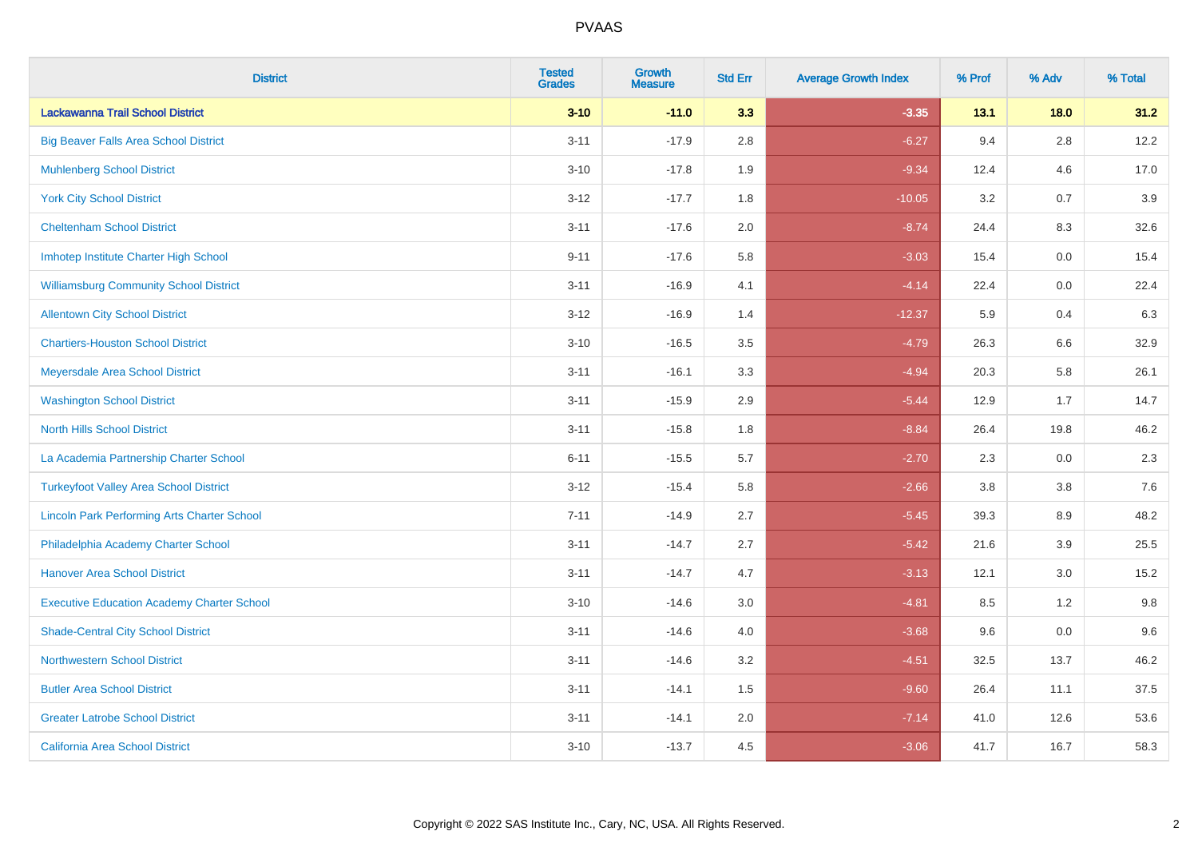# PVAAS

| District | Tested Grades | Growth Measure | Std Err | Average Growth Index | % Prof | % Adv | % Total |
|---|---|---|---|---|---|---|---|
| **Lackawanna Trail School District** | **3-10** | **-11.0** | **3.3** | **-3.35** | **13.1** | **18.0** | **31.2** |
| Big Beaver Falls Area School District | 3-11 | -17.9 | 2.8 | -6.27 | 9.4 | 2.8 | 12.2 |
| Muhlenberg School District | 3-10 | -17.8 | 1.9 | -9.34 | 12.4 | 4.6 | 17.0 |
| York City School District | 3-12 | -17.7 | 1.8 | -10.05 | 3.2 | 0.7 | 3.9 |
| Cheltenham School District | 3-11 | -17.6 | 2.0 | -8.74 | 24.4 | 8.3 | 32.6 |
| Imhotep Institute Charter High School | 9-11 | -17.6 | 5.8 | -3.03 | 15.4 | 0.0 | 15.4 |
| Williamsburg Community School District | 3-11 | -16.9 | 4.1 | -4.14 | 22.4 | 0.0 | 22.4 |
| Allentown City School District | 3-12 | -16.9 | 1.4 | -12.37 | 5.9 | 0.4 | 6.3 |
| Chartiers-Houston School District | 3-10 | -16.5 | 3.5 | -4.79 | 26.3 | 6.6 | 32.9 |
| Meyersdale Area School District | 3-11 | -16.1 | 3.3 | -4.94 | 20.3 | 5.8 | 26.1 |
| Washington School District | 3-11 | -15.9 | 2.9 | -5.44 | 12.9 | 1.7 | 14.7 |
| North Hills School District | 3-11 | -15.8 | 1.8 | -8.84 | 26.4 | 19.8 | 46.2 |
| La Academia Partnership Charter School | 6-11 | -15.5 | 5.7 | -2.70 | 2.3 | 0.0 | 2.3 |
| Turkeyfoot Valley Area School District | 3-12 | -15.4 | 5.8 | -2.66 | 3.8 | 3.8 | 7.6 |
| Lincoln Park Performing Arts Charter School | 7-11 | -14.9 | 2.7 | -5.45 | 39.3 | 8.9 | 48.2 |
| Philadelphia Academy Charter School | 3-11 | -14.7 | 2.7 | -5.42 | 21.6 | 3.9 | 25.5 |
| Hanover Area School District | 3-11 | -14.7 | 4.7 | -3.13 | 12.1 | 3.0 | 15.2 |
| Executive Education Academy Charter School | 3-10 | -14.6 | 3.0 | -4.81 | 8.5 | 1.2 | 9.8 |
| Shade-Central City School District | 3-11 | -14.6 | 4.0 | -3.68 | 9.6 | 0.0 | 9.6 |
| Northwestern School District | 3-11 | -14.6 | 3.2 | -4.51 | 32.5 | 13.7 | 46.2 |
| Butler Area School District | 3-11 | -14.1 | 1.5 | -9.60 | 26.4 | 11.1 | 37.5 |
| Greater Latrobe School District | 3-11 | -14.1 | 2.0 | -7.14 | 41.0 | 12.6 | 53.6 |
| California Area School District | 3-10 | -13.7 | 4.5 | -3.06 | 41.7 | 16.7 | 58.3 |

Copyright © 2022 SAS Institute Inc., Cary, NC, USA. All Rights Reserved.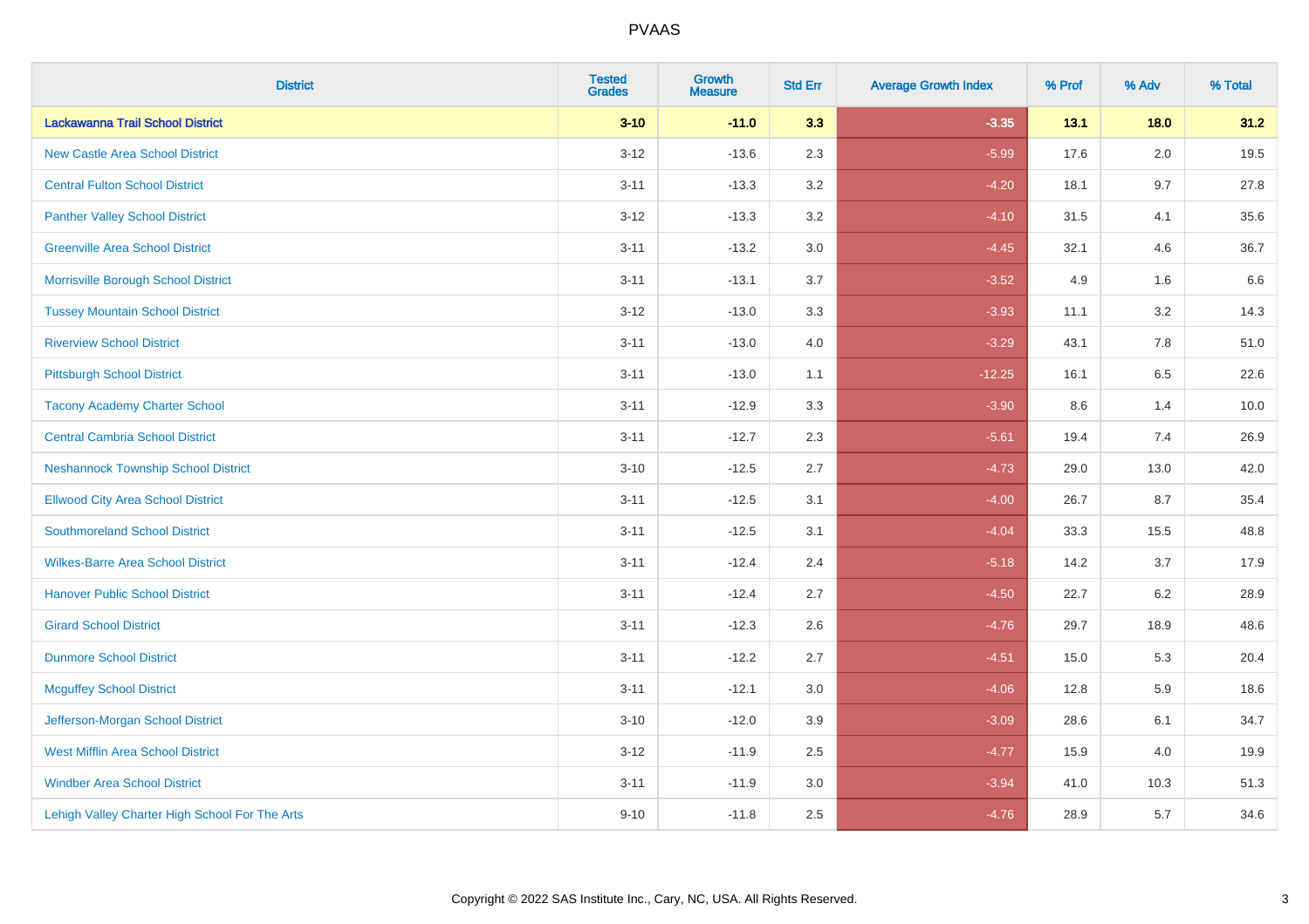| District | Tested Grades | Growth Measure | Std Err | Average Growth Index | % Prof | % Adv | % Total |
|---|---|---|---|---|---|---|---|
| **Lackawanna Trail School District** | **3-10** | **-11.0** | **3.3** | **-3.35** | **13.1** | **18.0** | **31.2** |
| New Castle Area School District | 3-12 | -13.6 | 2.3 | -5.99 | 17.6 | 2.0 | 19.5 |
| Central Fulton School District | 3-11 | -13.3 | 3.2 | -4.20 | 18.1 | 9.7 | 27.8 |
| Panther Valley School District | 3-12 | -13.3 | 3.2 | -4.10 | 31.5 | 4.1 | 35.6 |
| Greenville Area School District | 3-11 | -13.2 | 3.0 | -4.45 | 32.1 | 4.6 | 36.7 |
| Morrisville Borough School District | 3-11 | -13.1 | 3.7 | -3.52 | 4.9 | 1.6 | 6.6 |
| Tussey Mountain School District | 3-12 | -13.0 | 3.3 | -3.93 | 11.1 | 3.2 | 14.3 |
| Riverview School District | 3-11 | -13.0 | 4.0 | -3.29 | 43.1 | 7.8 | 51.0 |
| Pittsburgh School District | 3-11 | -13.0 | 1.1 | -12.25 | 16.1 | 6.5 | 22.6 |
| Tacony Academy Charter School | 3-11 | -12.9 | 3.3 | -3.90 | 8.6 | 1.4 | 10.0 |
| Central Cambria School District | 3-11 | -12.7 | 2.3 | -5.61 | 19.4 | 7.4 | 26.9 |
| Neshannock Township School District | 3-10 | -12.5 | 2.7 | -4.73 | 29.0 | 13.0 | 42.0 |
| Ellwood City Area School District | 3-11 | -12.5 | 3.1 | -4.00 | 26.7 | 8.7 | 35.4 |
| Southmoreland School District | 3-11 | -12.5 | 3.1 | -4.04 | 33.3 | 15.5 | 48.8 |
| Wilkes-Barre Area School District | 3-11 | -12.4 | 2.4 | -5.18 | 14.2 | 3.7 | 17.9 |
| Hanover Public School District | 3-11 | -12.4 | 2.7 | -4.50 | 22.7 | 6.2 | 28.9 |
| Girard School District | 3-11 | -12.3 | 2.6 | -4.76 | 29.7 | 18.9 | 48.6 |
| Dunmore School District | 3-11 | -12.2 | 2.7 | -4.51 | 15.0 | 5.3 | 20.4 |
| Mcguffey School District | 3-11 | -12.1 | 3.0 | -4.06 | 12.8 | 5.9 | 18.6 |
| Jefferson-Morgan School District | 3-10 | -12.0 | 3.9 | -3.09 | 28.6 | 6.1 | 34.7 |
| West Mifflin Area School District | 3-12 | -11.9 | 2.5 | -4.77 | 15.9 | 4.0 | 19.9 |
| Windber Area School District | 3-11 | -11.9 | 3.0 | -3.94 | 41.0 | 10.3 | 51.3 |
| Lehigh Valley Charter High School For The Arts | 9-10 | -11.8 | 2.5 | -4.76 | 28.9 | 5.7 | 34.6 |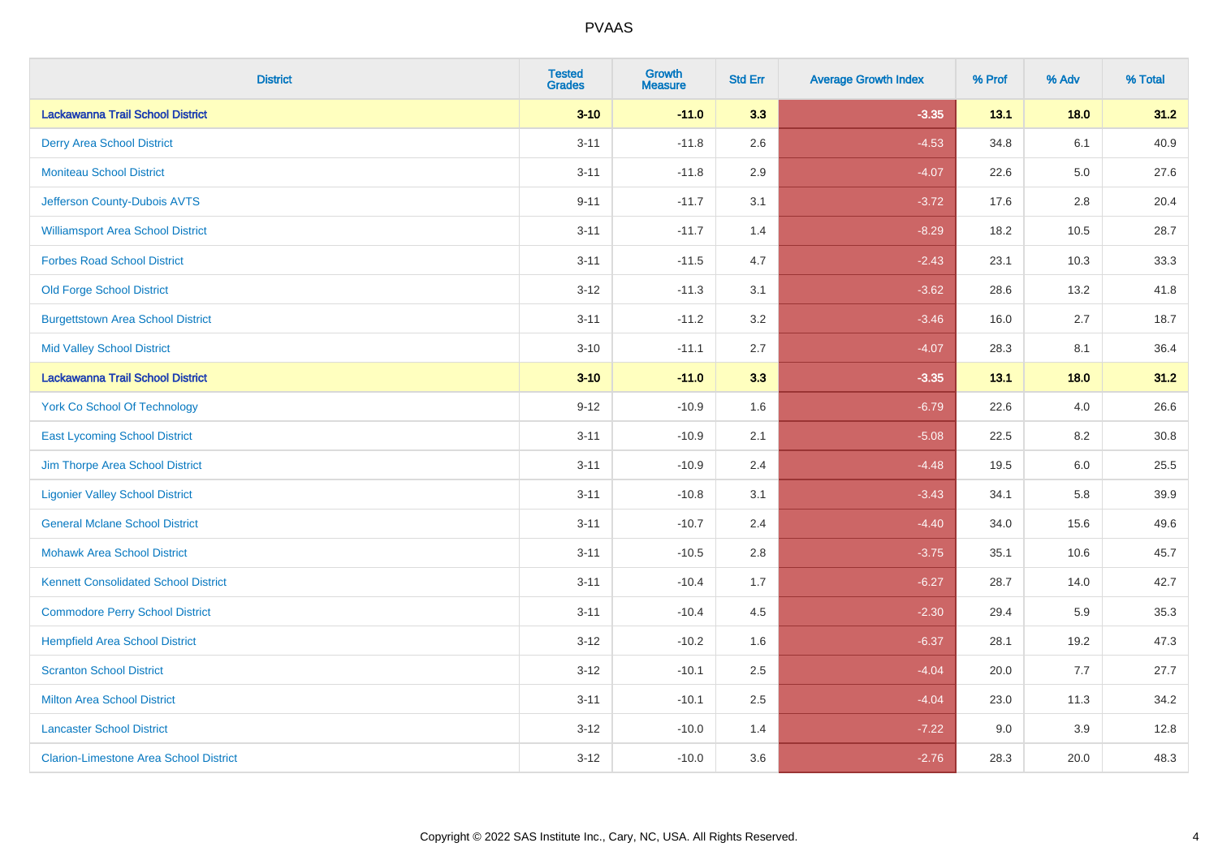PVAAS

| District | Tested Grades | Growth Measure | Std Err | Average Growth Index | % Prof | % Adv | % Total |
|---|---|---|---|---|---|---|---|
| **Lackawanna Trail School District** | **3-10** | **-11.0** | **3.3** | **-3.35** | **13.1** | **18.0** | **31.2** |
| Derry Area School District | 3-11 | -11.8 | 2.6 | -4.53 | 34.8 | 6.1 | 40.9 |
| Moniteau School District | 3-11 | -11.8 | 2.9 | -4.07 | 22.6 | 5.0 | 27.6 |
| Jefferson County-Dubois AVTS | 9-11 | -11.7 | 3.1 | -3.72 | 17.6 | 2.8 | 20.4 |
| Williamsport Area School District | 3-11 | -11.7 | 1.4 | -8.29 | 18.2 | 10.5 | 28.7 |
| Forbes Road School District | 3-11 | -11.5 | 4.7 | -2.43 | 23.1 | 10.3 | 33.3 |
| Old Forge School District | 3-12 | -11.3 | 3.1 | -3.62 | 28.6 | 13.2 | 41.8 |
| Burgettstown Area School District | 3-11 | -11.2 | 3.2 | -3.46 | 16.0 | 2.7 | 18.7 |
| Mid Valley School District | 3-10 | -11.1 | 2.7 | -4.07 | 28.3 | 8.1 | 36.4 |
| **Lackawanna Trail School District** | **3-10** | **-11.0** | **3.3** | **-3.35** | **13.1** | **18.0** | **31.2** |
| York Co School Of Technology | 9-12 | -10.9 | 1.6 | -6.79 | 22.6 | 4.0 | 26.6 |
| East Lycoming School District | 3-11 | -10.9 | 2.1 | -5.08 | 22.5 | 8.2 | 30.8 |
| Jim Thorpe Area School District | 3-11 | -10.9 | 2.4 | -4.48 | 19.5 | 6.0 | 25.5 |
| Ligonier Valley School District | 3-11 | -10.8 | 3.1 | -3.43 | 34.1 | 5.8 | 39.9 |
| General Mclane School District | 3-11 | -10.7 | 2.4 | -4.40 | 34.0 | 15.6 | 49.6 |
| Mohawk Area School District | 3-11 | -10.5 | 2.8 | -3.75 | 35.1 | 10.6 | 45.7 |
| Kennett Consolidated School District | 3-11 | -10.4 | 1.7 | -6.27 | 28.7 | 14.0 | 42.7 |
| Commodore Perry School District | 3-11 | -10.4 | 4.5 | -2.30 | 29.4 | 5.9 | 35.3 |
| Hempfield Area School District | 3-12 | -10.2 | 1.6 | -6.37 | 28.1 | 19.2 | 47.3 |
| Scranton School District | 3-12 | -10.1 | 2.5 | -4.04 | 20.0 | 7.7 | 27.7 |
| Milton Area School District | 3-11 | -10.1 | 2.5 | -4.04 | 23.0 | 11.3 | 34.2 |
| Lancaster School District | 3-12 | -10.0 | 1.4 | -7.22 | 9.0 | 3.9 | 12.8 |
| Clarion-Limestone Area School District | 3-12 | -10.0 | 3.6 | -2.76 | 28.3 | 20.0 | 48.3 |

Copyright © 2022 SAS Institute Inc., Cary, NC, USA. All Rights Reserved.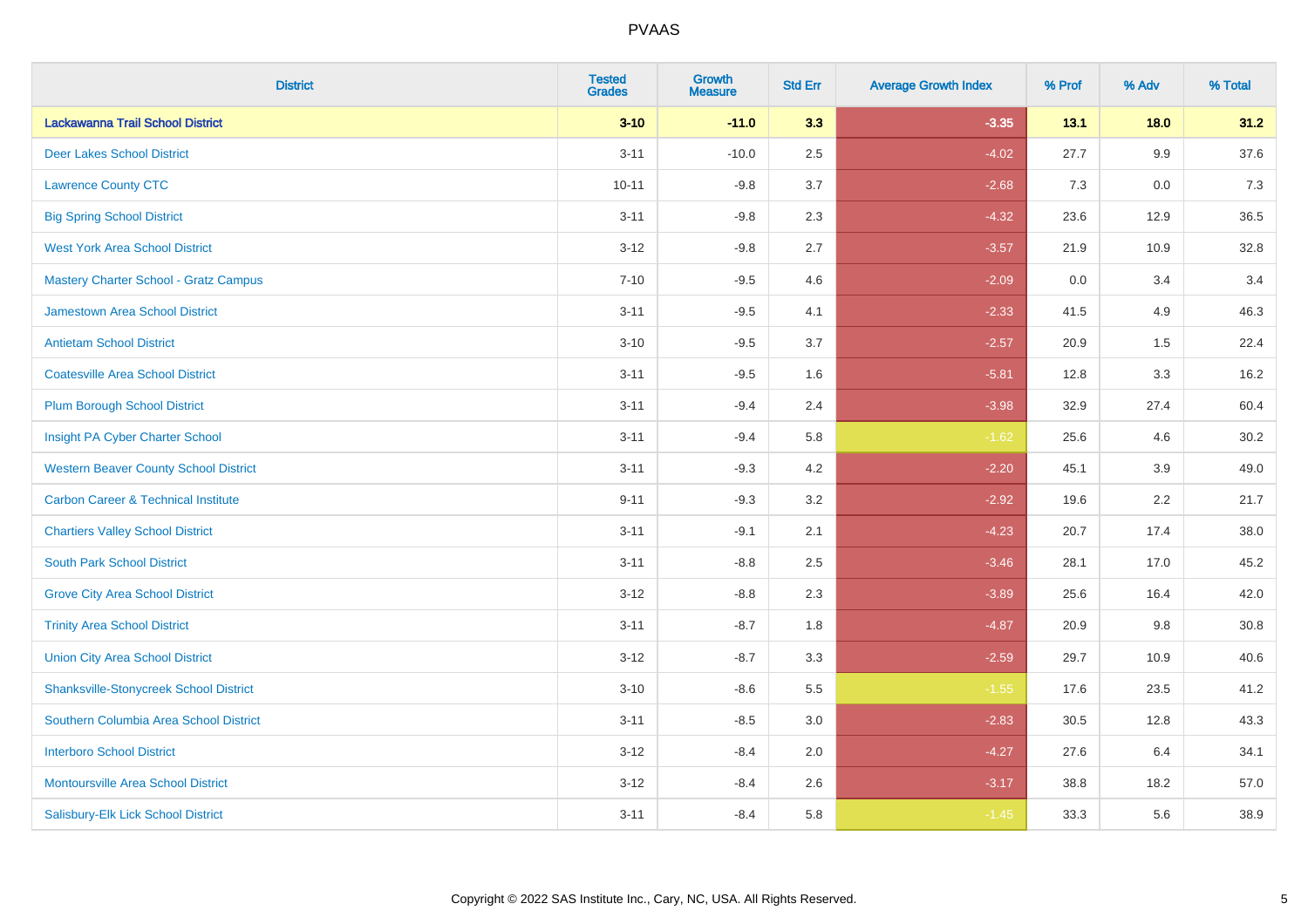| District | Tested Grades | Growth Measure | Std Err | Average Growth Index | % Prof | % Adv | % Total |
|---|---|---|---|---|---|---|---|
| **Lackawanna Trail School District** | **3-10** | **-11.0** | **3.3** | **-3.35** | **13.1** | **18.0** | **31.2** |
| Deer Lakes School District | 3-11 | -10.0 | 2.5 | -4.02 | 27.7 | 9.9 | 37.6 |
| Lawrence County CTC | 10-11 | -9.8 | 3.7 | -2.68 | 7.3 | 0.0 | 7.3 |
| Big Spring School District | 3-11 | -9.8 | 2.3 | -4.32 | 23.6 | 12.9 | 36.5 |
| West York Area School District | 3-12 | -9.8 | 2.7 | -3.57 | 21.9 | 10.9 | 32.8 |
| Mastery Charter School - Gratz Campus | 7-10 | -9.5 | 4.6 | -2.09 | 0.0 | 3.4 | 3.4 |
| Jamestown Area School District | 3-11 | -9.5 | 4.1 | -2.33 | 41.5 | 4.9 | 46.3 |
| Antietam School District | 3-10 | -9.5 | 3.7 | -2.57 | 20.9 | 1.5 | 22.4 |
| Coatesville Area School District | 3-11 | -9.5 | 1.6 | -5.81 | 12.8 | 3.3 | 16.2 |
| Plum Borough School District | 3-11 | -9.4 | 2.4 | -3.98 | 32.9 | 27.4 | 60.4 |
| Insight PA Cyber Charter School | 3-11 | -9.4 | 5.8 | -1.62 | 25.6 | 4.6 | 30.2 |
| Western Beaver County School District | 3-11 | -9.3 | 4.2 | -2.20 | 45.1 | 3.9 | 49.0 |
| Carbon Career & Technical Institute | 9-11 | -9.3 | 3.2 | -2.92 | 19.6 | 2.2 | 21.7 |
| Chartiers Valley School District | 3-11 | -9.1 | 2.1 | -4.23 | 20.7 | 17.4 | 38.0 |
| South Park School District | 3-11 | -8.8 | 2.5 | -3.46 | 28.1 | 17.0 | 45.2 |
| Grove City Area School District | 3-12 | -8.8 | 2.3 | -3.89 | 25.6 | 16.4 | 42.0 |
| Trinity Area School District | 3-11 | -8.7 | 1.8 | -4.87 | 20.9 | 9.8 | 30.8 |
| Union City Area School District | 3-12 | -8.7 | 3.3 | -2.59 | 29.7 | 10.9 | 40.6 |
| Shanksville-Stonycreek School District | 3-10 | -8.6 | 5.5 | -1.55 | 17.6 | 23.5 | 41.2 |
| Southern Columbia Area School District | 3-11 | -8.5 | 3.0 | -2.83 | 30.5 | 12.8 | 43.3 |
| Interboro School District | 3-12 | -8.4 | 2.0 | -4.27 | 27.6 | 6.4 | 34.1 |
| Montoursville Area School District | 3-12 | -8.4 | 2.6 | -3.17 | 38.8 | 18.2 | 57.0 |
| Salisbury-Elk Lick School District | 3-11 | -8.4 | 5.8 | -1.45 | 33.3 | 5.6 | 38.9 |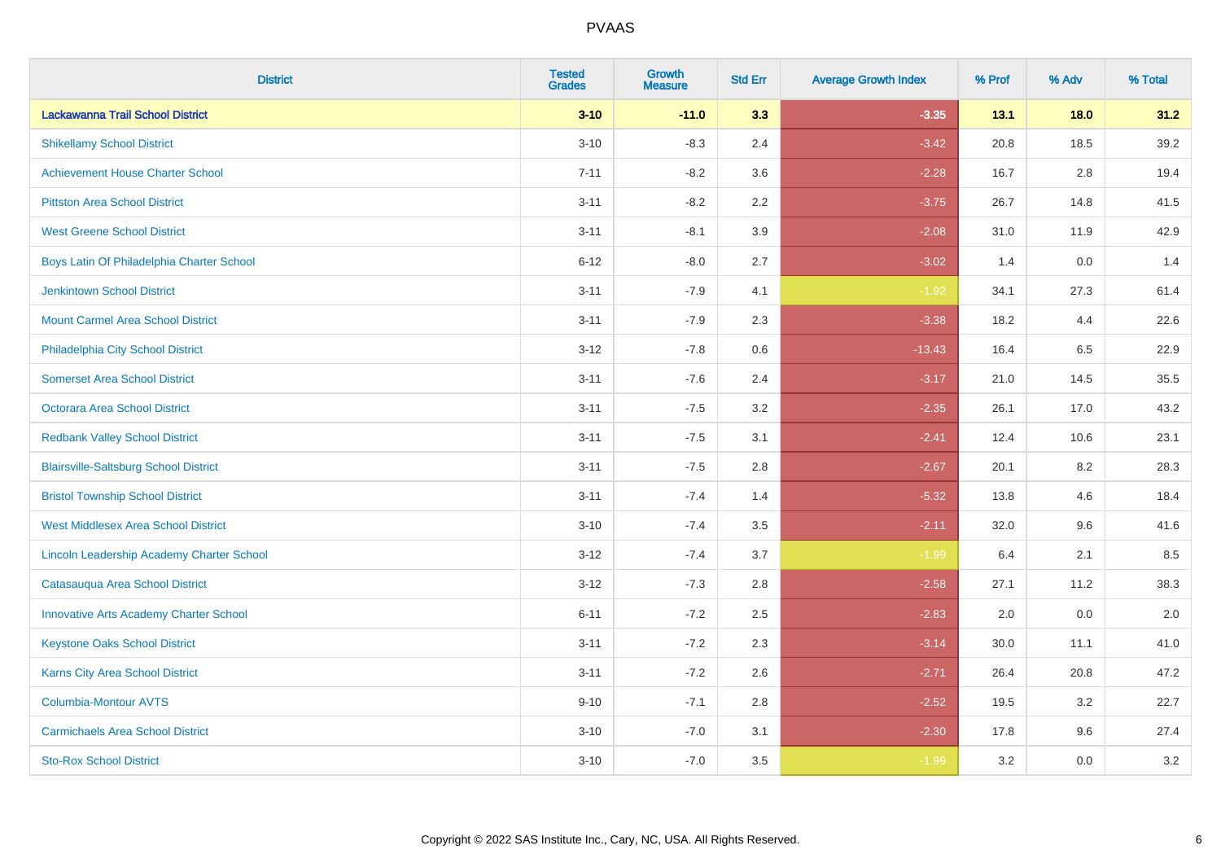# PVAAS

| District | Tested Grades | Growth Measure | Std Err | Average Growth Index | % Prof | % Adv | % Total |
|---|---|---|---|---|---|---|---|
| **Lackawanna Trail School District** | **3-10** | **-11.0** | **3.3** | **-3.35** | **13.1** | **18.0** | **31.2** |
| Shikellamy School District | 3-10 | -8.3 | 2.4 | -3.42 | 20.8 | 18.5 | 39.2 |
| Achievement House Charter School | 7-11 | -8.2 | 3.6 | -2.28 | 16.7 | 2.8 | 19.4 |
| Pittston Area School District | 3-11 | -8.2 | 2.2 | -3.75 | 26.7 | 14.8 | 41.5 |
| West Greene School District | 3-11 | -8.1 | 3.9 | -2.08 | 31.0 | 11.9 | 42.9 |
| Boys Latin Of Philadelphia Charter School | 6-12 | -8.0 | 2.7 | -3.02 | 1.4 | 0.0 | 1.4 |
| Jenkintown School District | 3-11 | -7.9 | 4.1 | -1.92 | 34.1 | 27.3 | 61.4 |
| Mount Carmel Area School District | 3-11 | -7.9 | 2.3 | -3.38 | 18.2 | 4.4 | 22.6 |
| Philadelphia City School District | 3-12 | -7.8 | 0.6 | -13.43 | 16.4 | 6.5 | 22.9 |
| Somerset Area School District | 3-11 | -7.6 | 2.4 | -3.17 | 21.0 | 14.5 | 35.5 |
| Octorara Area School District | 3-11 | -7.5 | 3.2 | -2.35 | 26.1 | 17.0 | 43.2 |
| Redbank Valley School District | 3-11 | -7.5 | 3.1 | -2.41 | 12.4 | 10.6 | 23.1 |
| Blairsville-Saltsburg School District | 3-11 | -7.5 | 2.8 | -2.67 | 20.1 | 8.2 | 28.3 |
| Bristol Township School District | 3-11 | -7.4 | 1.4 | -5.32 | 13.8 | 4.6 | 18.4 |
| West Middlesex Area School District | 3-10 | -7.4 | 3.5 | -2.11 | 32.0 | 9.6 | 41.6 |
| Lincoln Leadership Academy Charter School | 3-12 | -7.4 | 3.7 | -1.99 | 6.4 | 2.1 | 8.5 |
| Catasauqua Area School District | 3-12 | -7.3 | 2.8 | -2.58 | 27.1 | 11.2 | 38.3 |
| Innovative Arts Academy Charter School | 6-11 | -7.2 | 2.5 | -2.83 | 2.0 | 0.0 | 2.0 |
| Keystone Oaks School District | 3-11 | -7.2 | 2.3 | -3.14 | 30.0 | 11.1 | 41.0 |
| Karns City Area School District | 3-11 | -7.2 | 2.6 | -2.71 | 26.4 | 20.8 | 47.2 |
| Columbia-Montour AVTS | 9-10 | -7.1 | 2.8 | -2.52 | 19.5 | 3.2 | 22.7 |
| Carmichaels Area School District | 3-10 | -7.0 | 3.1 | -2.30 | 17.8 | 9.6 | 27.4 |
| Sto-Rox School District | 3-10 | -7.0 | 3.5 | -1.99 | 3.2 | 0.0 | 3.2 |

Copyright © 2022 SAS Institute Inc., Cary, NC, USA. All Rights Reserved.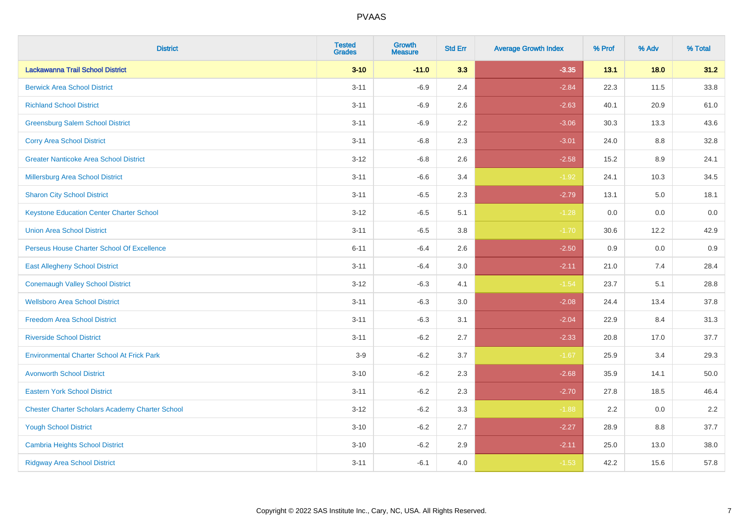PVAAS

| District | Tested Grades | Growth Measure | Std Err | Average Growth Index | % Prof | % Adv | % Total |
|---|---|---|---|---|---|---|---|
| **Lackawanna Trail School District** | **3-10** | **-11.0** | **3.3** | **-3.35** | **13.1** | **18.0** | **31.2** |
| Berwick Area School District | 3-11 | -6.9 | 2.4 | -2.84 | 22.3 | 11.5 | 33.8 |
| Richland School District | 3-11 | -6.9 | 2.6 | -2.63 | 40.1 | 20.9 | 61.0 |
| Greensburg Salem School District | 3-11 | -6.9 | 2.2 | -3.06 | 30.3 | 13.3 | 43.6 |
| Corry Area School District | 3-11 | -6.8 | 2.3 | -3.01 | 24.0 | 8.8 | 32.8 |
| Greater Nanticoke Area School District | 3-12 | -6.8 | 2.6 | -2.58 | 15.2 | 8.9 | 24.1 |
| Millersburg Area School District | 3-11 | -6.6 | 3.4 | -1.92 | 24.1 | 10.3 | 34.5 |
| Sharon City School District | 3-11 | -6.5 | 2.3 | -2.79 | 13.1 | 5.0 | 18.1 |
| Keystone Education Center Charter School | 3-12 | -6.5 | 5.1 | -1.28 | 0.0 | 0.0 | 0.0 |
| Union Area School District | 3-11 | -6.5 | 3.8 | -1.70 | 30.6 | 12.2 | 42.9 |
| Perseus House Charter School Of Excellence | 6-11 | -6.4 | 2.6 | -2.50 | 0.9 | 0.0 | 0.9 |
| East Allegheny School District | 3-11 | -6.4 | 3.0 | -2.11 | 21.0 | 7.4 | 28.4 |
| Conemaugh Valley School District | 3-12 | -6.3 | 4.1 | -1.54 | 23.7 | 5.1 | 28.8 |
| Wellsboro Area School District | 3-11 | -6.3 | 3.0 | -2.08 | 24.4 | 13.4 | 37.8 |
| Freedom Area School District | 3-11 | -6.3 | 3.1 | -2.04 | 22.9 | 8.4 | 31.3 |
| Riverside School District | 3-11 | -6.2 | 2.7 | -2.33 | 20.8 | 17.0 | 37.7 |
| Environmental Charter School At Frick Park | 3-9 | -6.2 | 3.7 | -1.67 | 25.9 | 3.4 | 29.3 |
| Avonworth School District | 3-10 | -6.2 | 2.3 | -2.68 | 35.9 | 14.1 | 50.0 |
| Eastern York School District | 3-11 | -6.2 | 2.3 | -2.70 | 27.8 | 18.5 | 46.4 |
| Chester Charter Scholars Academy Charter School | 3-12 | -6.2 | 3.3 | -1.88 | 2.2 | 0.0 | 2.2 |
| Yough School District | 3-10 | -6.2 | 2.7 | -2.27 | 28.9 | 8.8 | 37.7 |
| Cambria Heights School District | 3-10 | -6.2 | 2.9 | -2.11 | 25.0 | 13.0 | 38.0 |
| Ridgway Area School District | 3-11 | -6.1 | 4.0 | -1.53 | 42.2 | 15.6 | 57.8 |

Copyright © 2022 SAS Institute Inc., Cary, NC, USA. All Rights Reserved.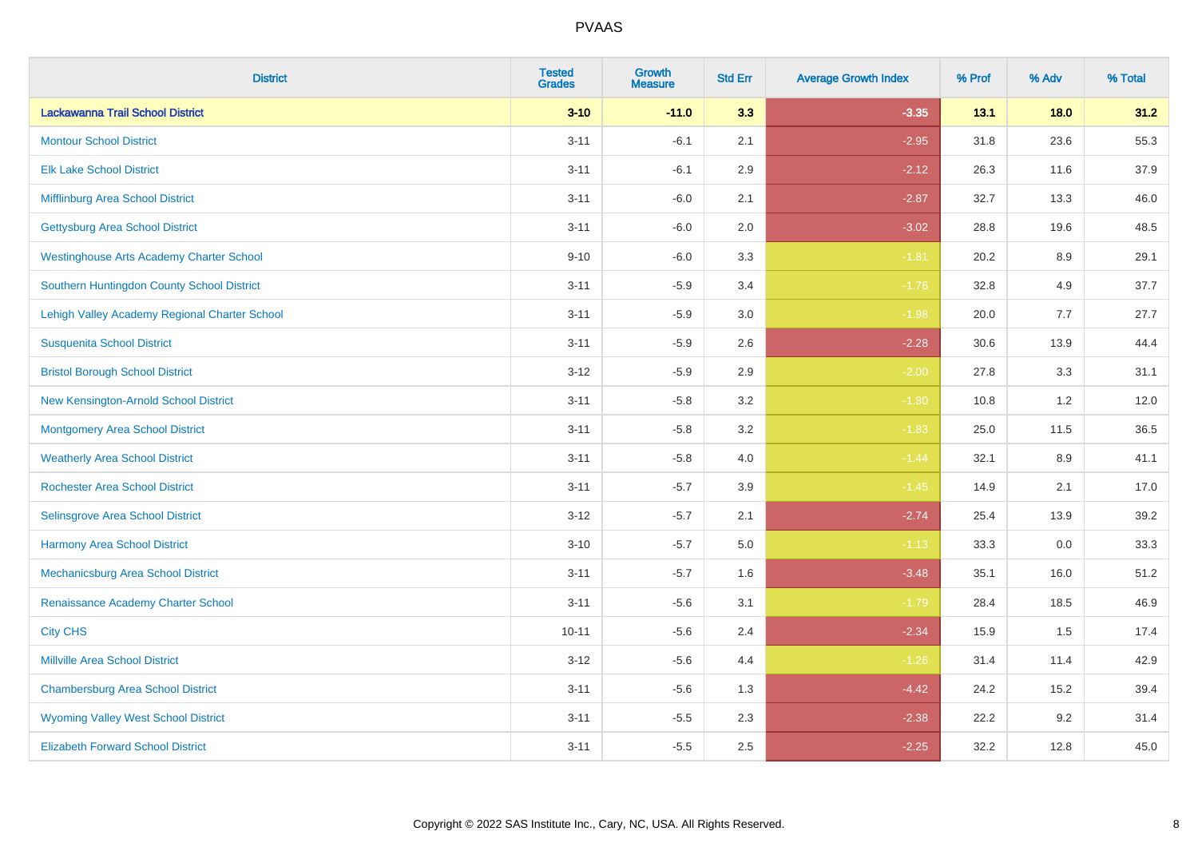# PVAAS

| District | Tested Grades | Growth Measure | Std Err | Average Growth Index | % Prof | % Adv | % Total |
|---|---|---|---|---|---|---|---|
| **Lackawanna Trail School District** | **3-10** | **-11.0** | **3.3** | **-3.35** | **13.1** | **18.0** | **31.2** |
| Montour School District | 3-11 | -6.1 | 2.1 | -2.95 | 31.8 | 23.6 | 55.3 |
| Elk Lake School District | 3-11 | -6.1 | 2.9 | -2.12 | 26.3 | 11.6 | 37.9 |
| Mifflinburg Area School District | 3-11 | -6.0 | 2.1 | -2.87 | 32.7 | 13.3 | 46.0 |
| Gettysburg Area School District | 3-11 | -6.0 | 2.0 | -3.02 | 28.8 | 19.6 | 48.5 |
| Westinghouse Arts Academy Charter School | 9-10 | -6.0 | 3.3 | -1.81 | 20.2 | 8.9 | 29.1 |
| Southern Huntingdon County School District | 3-11 | -5.9 | 3.4 | -1.76 | 32.8 | 4.9 | 37.7 |
| Lehigh Valley Academy Regional Charter School | 3-11 | -5.9 | 3.0 | -1.98 | 20.0 | 7.7 | 27.7 |
| Susquenita School District | 3-11 | -5.9 | 2.6 | -2.28 | 30.6 | 13.9 | 44.4 |
| Bristol Borough School District | 3-12 | -5.9 | 2.9 | -2.00 | 27.8 | 3.3 | 31.1 |
| New Kensington-Arnold School District | 3-11 | -5.8 | 3.2 | -1.80 | 10.8 | 1.2 | 12.0 |
| Montgomery Area School District | 3-11 | -5.8 | 3.2 | -1.83 | 25.0 | 11.5 | 36.5 |
| Weatherly Area School District | 3-11 | -5.8 | 4.0 | -1.44 | 32.1 | 8.9 | 41.1 |
| Rochester Area School District | 3-11 | -5.7 | 3.9 | -1.45 | 14.9 | 2.1 | 17.0 |
| Selinsgrove Area School District | 3-12 | -5.7 | 2.1 | -2.74 | 25.4 | 13.9 | 39.2 |
| Harmony Area School District | 3-10 | -5.7 | 5.0 | -1.13 | 33.3 | 0.0 | 33.3 |
| Mechanicsburg Area School District | 3-11 | -5.7 | 1.6 | -3.48 | 35.1 | 16.0 | 51.2 |
| Renaissance Academy Charter School | 3-11 | -5.6 | 3.1 | -1.79 | 28.4 | 18.5 | 46.9 |
| City CHS | 10-11 | -5.6 | 2.4 | -2.34 | 15.9 | 1.5 | 17.4 |
| Millville Area School District | 3-12 | -5.6 | 4.4 | -1.26 | 31.4 | 11.4 | 42.9 |
| Chambersburg Area School District | 3-11 | -5.6 | 1.3 | -4.42 | 24.2 | 15.2 | 39.4 |
| Wyoming Valley West School District | 3-11 | -5.5 | 2.3 | -2.38 | 22.2 | 9.2 | 31.4 |
| Elizabeth Forward School District | 3-11 | -5.5 | 2.5 | -2.25 | 32.2 | 12.8 | 45.0 |

Copyright © 2022 SAS Institute Inc., Cary, NC, USA. All Rights Reserved.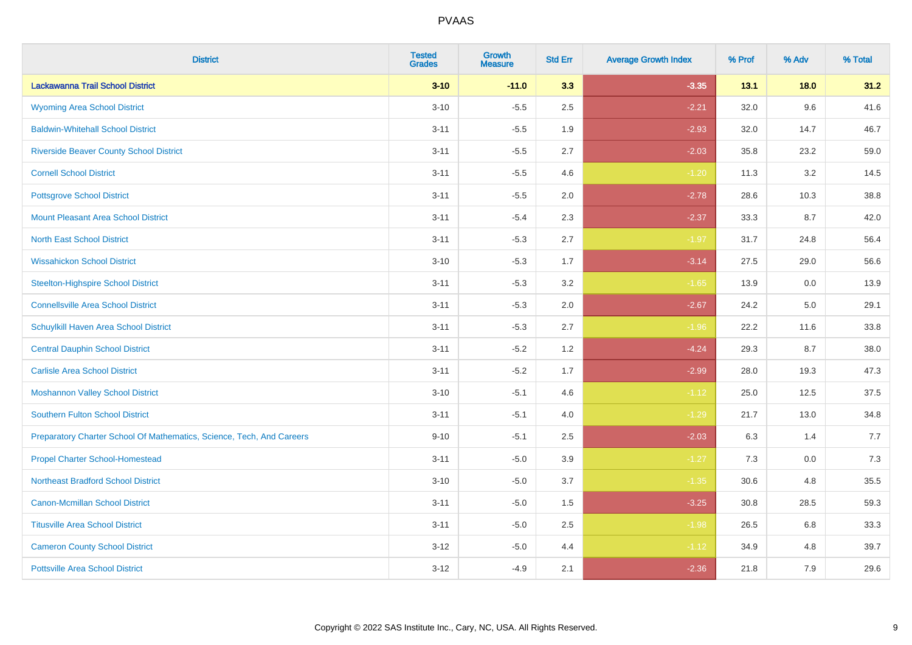| District | Tested Grades | Growth Measure | Std Err | Average Growth Index | % Prof | % Adv | % Total |
|---|---|---|---|---|---|---|---|
| **Lackawanna Trail School District** | **3-10** | **-11.0** | **3.3** | **-3.35** | **13.1** | **18.0** | **31.2** |
| Wyoming Area School District | 3-10 | -5.5 | 2.5 | -2.21 | 32.0 | 9.6 | 41.6 |
| Baldwin-Whitehall School District | 3-11 | -5.5 | 1.9 | -2.93 | 32.0 | 14.7 | 46.7 |
| Riverside Beaver County School District | 3-11 | -5.5 | 2.7 | -2.03 | 35.8 | 23.2 | 59.0 |
| Cornell School District | 3-11 | -5.5 | 4.6 | -1.20 | 11.3 | 3.2 | 14.5 |
| Pottsgrove School District | 3-11 | -5.5 | 2.0 | -2.78 | 28.6 | 10.3 | 38.8 |
| Mount Pleasant Area School District | 3-11 | -5.4 | 2.3 | -2.37 | 33.3 | 8.7 | 42.0 |
| North East School District | 3-11 | -5.3 | 2.7 | -1.97 | 31.7 | 24.8 | 56.4 |
| Wissahickon School District | 3-10 | -5.3 | 1.7 | -3.14 | 27.5 | 29.0 | 56.6 |
| Steelton-Highspire School District | 3-11 | -5.3 | 3.2 | -1.65 | 13.9 | 0.0 | 13.9 |
| Connellsville Area School District | 3-11 | -5.3 | 2.0 | -2.67 | 24.2 | 5.0 | 29.1 |
| Schuylkill Haven Area School District | 3-11 | -5.3 | 2.7 | -1.96 | 22.2 | 11.6 | 33.8 |
| Central Dauphin School District | 3-11 | -5.2 | 1.2 | -4.24 | 29.3 | 8.7 | 38.0 |
| Carlisle Area School District | 3-11 | -5.2 | 1.7 | -2.99 | 28.0 | 19.3 | 47.3 |
| Moshannon Valley School District | 3-10 | -5.1 | 4.6 | -1.12 | 25.0 | 12.5 | 37.5 |
| Southern Fulton School District | 3-11 | -5.1 | 4.0 | -1.29 | 21.7 | 13.0 | 34.8 |
| Preparatory Charter School Of Mathematics, Science, Tech, And Careers | 9-10 | -5.1 | 2.5 | -2.03 | 6.3 | 1.4 | 7.7 |
| Propel Charter School-Homestead | 3-11 | -5.0 | 3.9 | -1.27 | 7.3 | 0.0 | 7.3 |
| Northeast Bradford School District | 3-10 | -5.0 | 3.7 | -1.35 | 30.6 | 4.8 | 35.5 |
| Canon-Mcmillan School District | 3-11 | -5.0 | 1.5 | -3.25 | 30.8 | 28.5 | 59.3 |
| Titusville Area School District | 3-11 | -5.0 | 2.5 | -1.98 | 26.5 | 6.8 | 33.3 |
| Cameron County School District | 3-12 | -5.0 | 4.4 | -1.12 | 34.9 | 4.8 | 39.7 |
| Pottsville Area School District | 3-12 | -4.9 | 2.1 | -2.36 | 21.8 | 7.9 | 29.6 |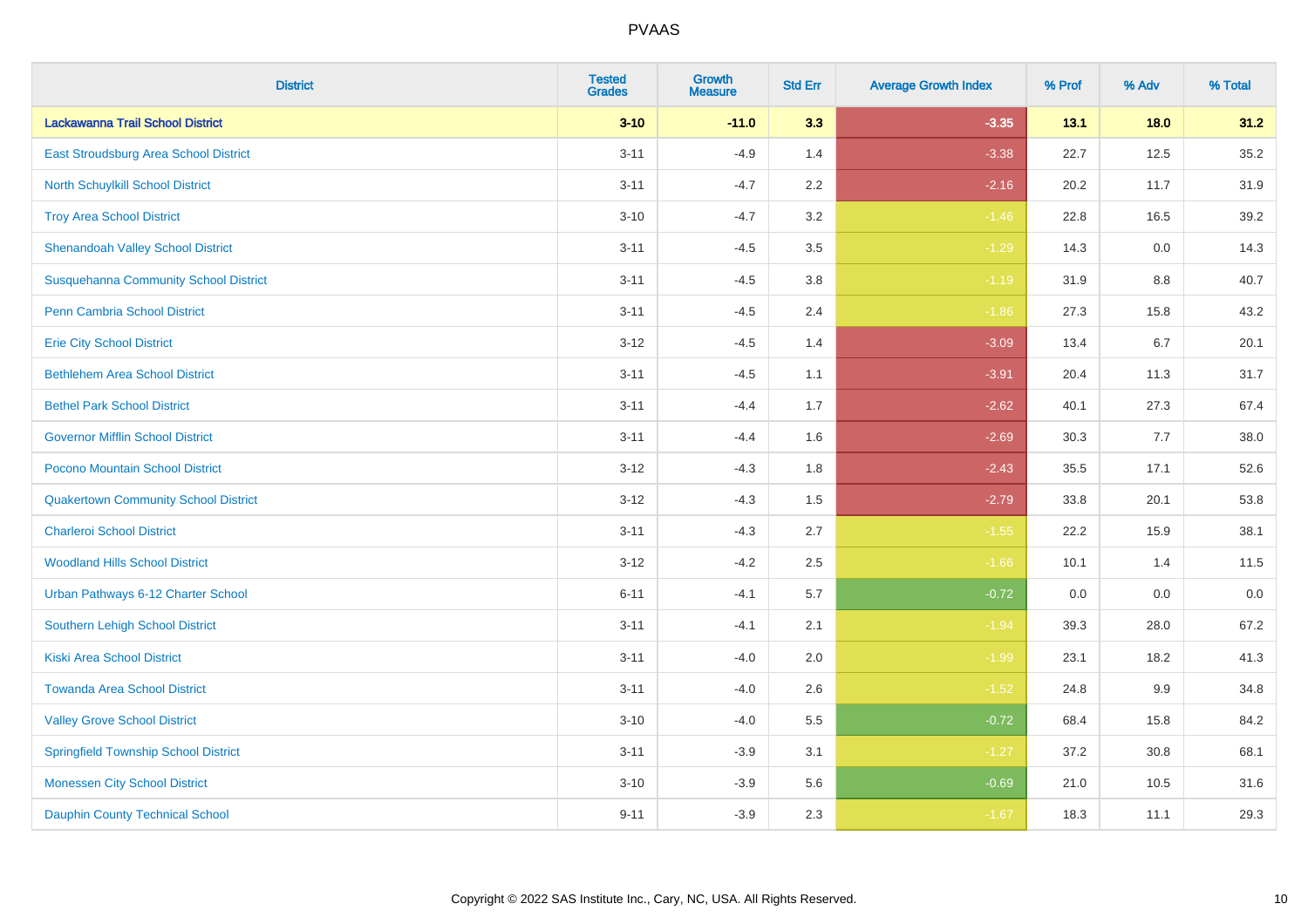| District | Tested Grades | Growth Measure | Std Err | Average Growth Index | % Prof | % Adv | % Total |
|---|---|---|---|---|---|---|---|
| **Lackawanna Trail School District** | **3-10** | **-11.0** | **3.3** | **-3.35** | **13.1** | **18.0** | **31.2** |
| East Stroudsburg Area School District | 3-11 | -4.9 | 1.4 | -3.38 | 22.7 | 12.5 | 35.2 |
| North Schuylkill School District | 3-11 | -4.7 | 2.2 | -2.16 | 20.2 | 11.7 | 31.9 |
| Troy Area School District | 3-10 | -4.7 | 3.2 | -1.46 | 22.8 | 16.5 | 39.2 |
| Shenandoah Valley School District | 3-11 | -4.5 | 3.5 | -1.29 | 14.3 | 0.0 | 14.3 |
| Susquehanna Community School District | 3-11 | -4.5 | 3.8 | -1.19 | 31.9 | 8.8 | 40.7 |
| Penn Cambria School District | 3-11 | -4.5 | 2.4 | -1.86 | 27.3 | 15.8 | 43.2 |
| Erie City School District | 3-12 | -4.5 | 1.4 | -3.09 | 13.4 | 6.7 | 20.1 |
| Bethlehem Area School District | 3-11 | -4.5 | 1.1 | -3.91 | 20.4 | 11.3 | 31.7 |
| Bethel Park School District | 3-11 | -4.4 | 1.7 | -2.62 | 40.1 | 27.3 | 67.4 |
| Governor Mifflin School District | 3-11 | -4.4 | 1.6 | -2.69 | 30.3 | 7.7 | 38.0 |
| Pocono Mountain School District | 3-12 | -4.3 | 1.8 | -2.43 | 35.5 | 17.1 | 52.6 |
| Quakertown Community School District | 3-12 | -4.3 | 1.5 | -2.79 | 33.8 | 20.1 | 53.8 |
| Charleroi School District | 3-11 | -4.3 | 2.7 | -1.55 | 22.2 | 15.9 | 38.1 |
| Woodland Hills School District | 3-12 | -4.2 | 2.5 | -1.66 | 10.1 | 1.4 | 11.5 |
| Urban Pathways 6-12 Charter School | 6-11 | -4.1 | 5.7 | -0.72 | 0.0 | 0.0 | 0.0 |
| Southern Lehigh School District | 3-11 | -4.1 | 2.1 | -1.94 | 39.3 | 28.0 | 67.2 |
| Kiski Area School District | 3-11 | -4.0 | 2.0 | -1.99 | 23.1 | 18.2 | 41.3 |
| Towanda Area School District | 3-11 | -4.0 | 2.6 | -1.52 | 24.8 | 9.9 | 34.8 |
| Valley Grove School District | 3-10 | -4.0 | 5.5 | -0.72 | 68.4 | 15.8 | 84.2 |
| Springfield Township School District | 3-11 | -3.9 | 3.1 | -1.27 | 37.2 | 30.8 | 68.1 |
| Monessen City School District | 3-10 | -3.9 | 5.6 | -0.69 | 21.0 | 10.5 | 31.6 |
| Dauphin County Technical School | 9-11 | -3.9 | 2.3 | -1.67 | 18.3 | 11.1 | 29.3 |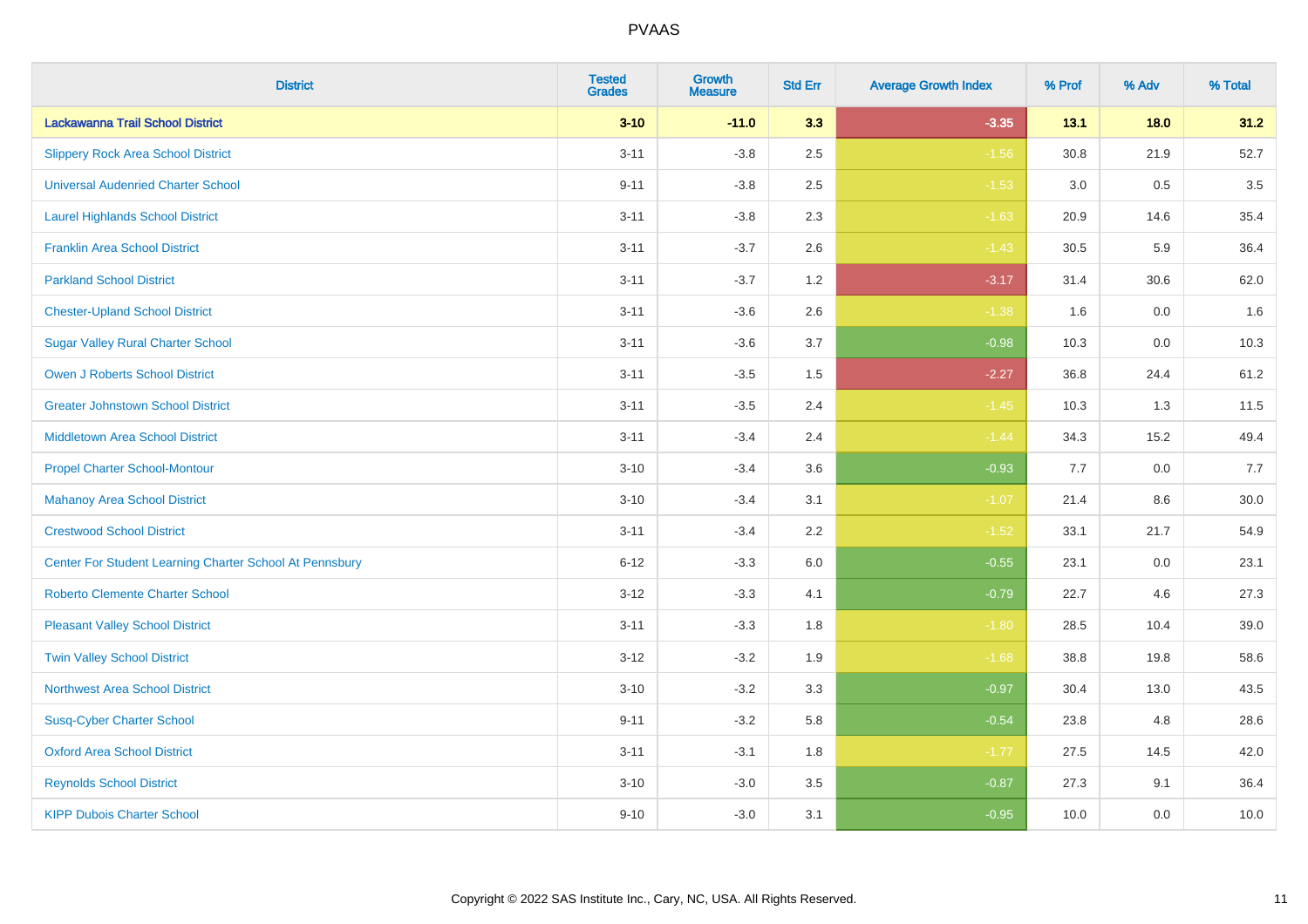PVAAS

| District | Tested Grades | Growth Measure | Std Err | Average Growth Index | % Prof | % Adv | % Total |
|---|---|---|---|---|---|---|---|
| **Lackawanna Trail School District** | **3-10** | **-11.0** | **3.3** | **-3.35** | **13.1** | **18.0** | **31.2** |
| Slippery Rock Area School District | 3-11 | -3.8 | 2.5 | -1.56 | 30.8 | 21.9 | 52.7 |
| Universal Audenried Charter School | 9-11 | -3.8 | 2.5 | -1.53 | 3.0 | 0.5 | 3.5 |
| Laurel Highlands School District | 3-11 | -3.8 | 2.3 | -1.63 | 20.9 | 14.6 | 35.4 |
| Franklin Area School District | 3-11 | -3.7 | 2.6 | -1.43 | 30.5 | 5.9 | 36.4 |
| Parkland School District | 3-11 | -3.7 | 1.2 | -3.17 | 31.4 | 30.6 | 62.0 |
| Chester-Upland School District | 3-11 | -3.6 | 2.6 | -1.38 | 1.6 | 0.0 | 1.6 |
| Sugar Valley Rural Charter School | 3-11 | -3.6 | 3.7 | -0.98 | 10.3 | 0.0 | 10.3 |
| Owen J Roberts School District | 3-11 | -3.5 | 1.5 | -2.27 | 36.8 | 24.4 | 61.2 |
| Greater Johnstown School District | 3-11 | -3.5 | 2.4 | -1.45 | 10.3 | 1.3 | 11.5 |
| Middletown Area School District | 3-11 | -3.4 | 2.4 | -1.44 | 34.3 | 15.2 | 49.4 |
| Propel Charter School-Montour | 3-10 | -3.4 | 3.6 | -0.93 | 7.7 | 0.0 | 7.7 |
| Mahanoy Area School District | 3-10 | -3.4 | 3.1 | -1.07 | 21.4 | 8.6 | 30.0 |
| Crestwood School District | 3-11 | -3.4 | 2.2 | -1.52 | 33.1 | 21.7 | 54.9 |
| Center For Student Learning Charter School At Pennsbury | 6-12 | -3.3 | 6.0 | -0.55 | 23.1 | 0.0 | 23.1 |
| Roberto Clemente Charter School | 3-12 | -3.3 | 4.1 | -0.79 | 22.7 | 4.6 | 27.3 |
| Pleasant Valley School District | 3-11 | -3.3 | 1.8 | -1.80 | 28.5 | 10.4 | 39.0 |
| Twin Valley School District | 3-12 | -3.2 | 1.9 | -1.68 | 38.8 | 19.8 | 58.6 |
| Northwest Area School District | 3-10 | -3.2 | 3.3 | -0.97 | 30.4 | 13.0 | 43.5 |
| Susq-Cyber Charter School | 9-11 | -3.2 | 5.8 | -0.54 | 23.8 | 4.8 | 28.6 |
| Oxford Area School District | 3-11 | -3.1 | 1.8 | -1.77 | 27.5 | 14.5 | 42.0 |
| Reynolds School District | 3-10 | -3.0 | 3.5 | -0.87 | 27.3 | 9.1 | 36.4 |
| KIPP Dubois Charter School | 9-10 | -3.0 | 3.1 | -0.95 | 10.0 | 0.0 | 10.0 |

Copyright © 2022 SAS Institute Inc., Cary, NC, USA. All Rights Reserved.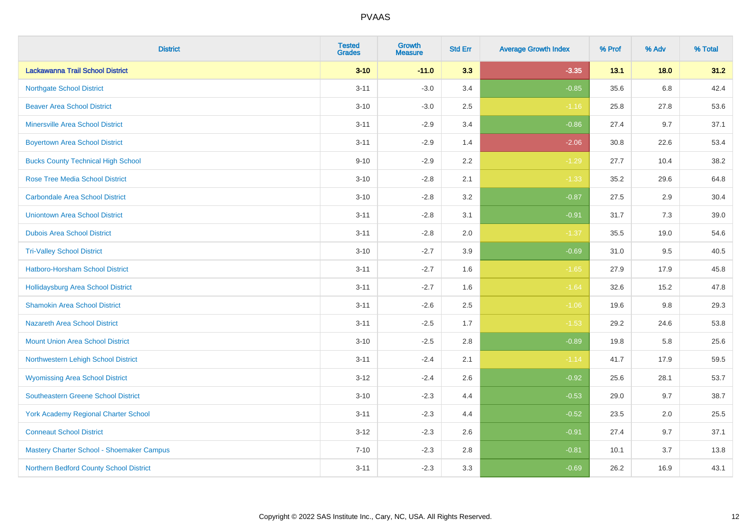| District | Tested Grades | Growth Measure | Std Err | Average Growth Index | % Prof | % Adv | % Total |
|---|---|---|---|---|---|---|---|
| **Lackawanna Trail School District** | **3-10** | **-11.0** | **3.3** | **-3.35** | **13.1** | **18.0** | **31.2** |
| Northgate School District | 3-11 | -3.0 | 3.4 | -0.85 | 35.6 | 6.8 | 42.4 |
| Beaver Area School District | 3-10 | -3.0 | 2.5 | -1.16 | 25.8 | 27.8 | 53.6 |
| Minersville Area School District | 3-11 | -2.9 | 3.4 | -0.86 | 27.4 | 9.7 | 37.1 |
| Boyertown Area School District | 3-11 | -2.9 | 1.4 | -2.06 | 30.8 | 22.6 | 53.4 |
| Bucks County Technical High School | 9-10 | -2.9 | 2.2 | -1.29 | 27.7 | 10.4 | 38.2 |
| Rose Tree Media School District | 3-10 | -2.8 | 2.1 | -1.33 | 35.2 | 29.6 | 64.8 |
| Carbondale Area School District | 3-10 | -2.8 | 3.2 | -0.87 | 27.5 | 2.9 | 30.4 |
| Uniontown Area School District | 3-11 | -2.8 | 3.1 | -0.91 | 31.7 | 7.3 | 39.0 |
| Dubois Area School District | 3-11 | -2.8 | 2.0 | -1.37 | 35.5 | 19.0 | 54.6 |
| Tri-Valley School District | 3-10 | -2.7 | 3.9 | -0.69 | 31.0 | 9.5 | 40.5 |
| Hatboro-Horsham School District | 3-11 | -2.7 | 1.6 | -1.65 | 27.9 | 17.9 | 45.8 |
| Hollidaysburg Area School District | 3-11 | -2.7 | 1.6 | -1.64 | 32.6 | 15.2 | 47.8 |
| Shamokin Area School District | 3-11 | -2.6 | 2.5 | -1.06 | 19.6 | 9.8 | 29.3 |
| Nazareth Area School District | 3-11 | -2.5 | 1.7 | -1.53 | 29.2 | 24.6 | 53.8 |
| Mount Union Area School District | 3-10 | -2.5 | 2.8 | -0.89 | 19.8 | 5.8 | 25.6 |
| Northwestern Lehigh School District | 3-11 | -2.4 | 2.1 | -1.14 | 41.7 | 17.9 | 59.5 |
| Wyomissing Area School District | 3-12 | -2.4 | 2.6 | -0.92 | 25.6 | 28.1 | 53.7 |
| Southeastern Greene School District | 3-10 | -2.3 | 4.4 | -0.53 | 29.0 | 9.7 | 38.7 |
| York Academy Regional Charter School | 3-11 | -2.3 | 4.4 | -0.52 | 23.5 | 2.0 | 25.5 |
| Conneaut School District | 3-12 | -2.3 | 2.6 | -0.91 | 27.4 | 9.7 | 37.1 |
| Mastery Charter School - Shoemaker Campus | 7-10 | -2.3 | 2.8 | -0.81 | 10.1 | 3.7 | 13.8 |
| Northern Bedford County School District | 3-11 | -2.3 | 3.3 | -0.69 | 26.2 | 16.9 | 43.1 |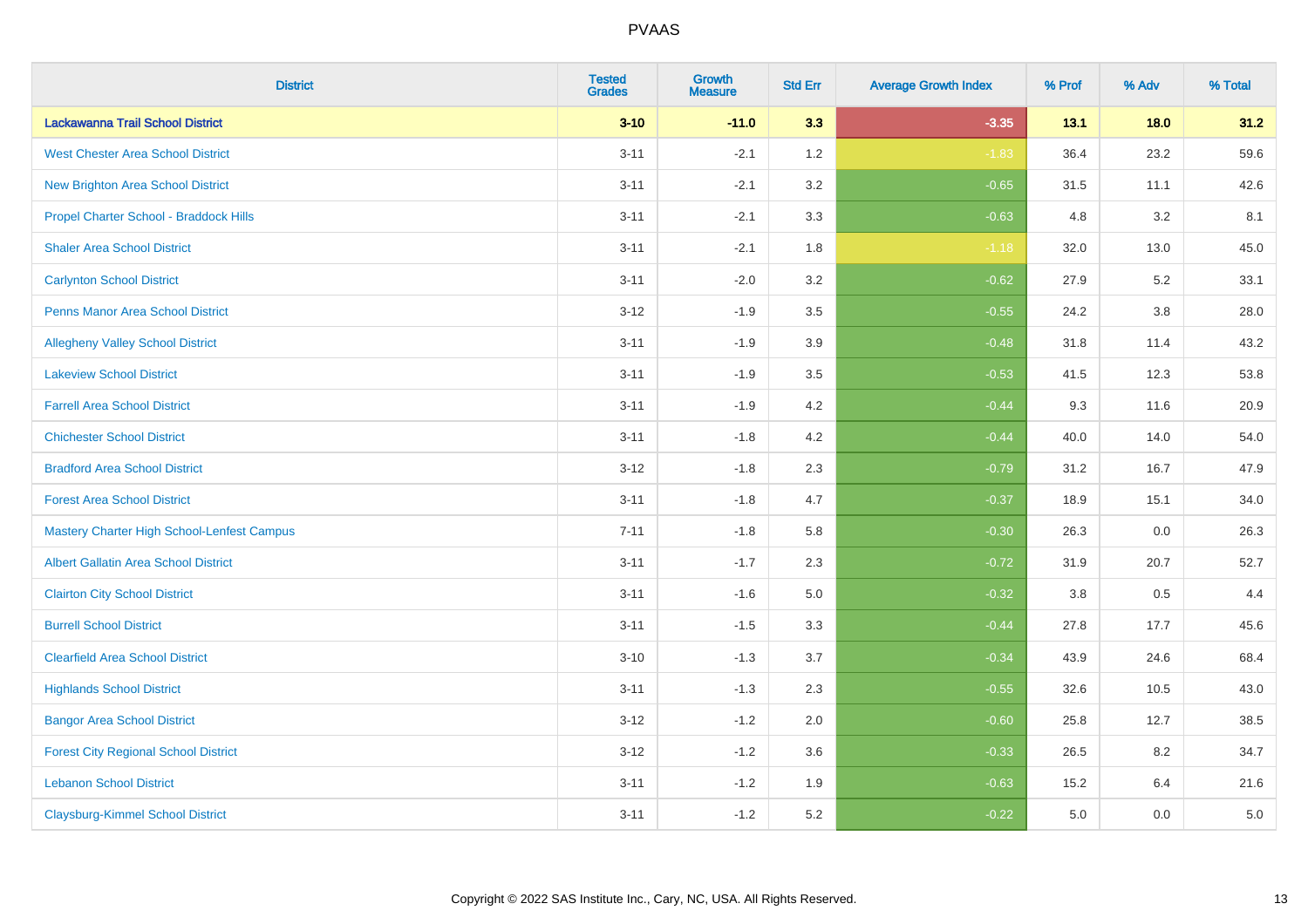# PVAAS

| District | Tested Grades | Growth Measure | Std Err | Average Growth Index | % Prof | % Adv | % Total |
|---|---|---|---|---|---|---|---|
| **Lackawanna Trail School District** | **3-10** | **-11.0** | **3.3** | **-3.35** | **13.1** | **18.0** | **31.2** |
| West Chester Area School District | 3-11 | -2.1 | 1.2 | -1.83 | 36.4 | 23.2 | 59.6 |
| New Brighton Area School District | 3-11 | -2.1 | 3.2 | -0.65 | 31.5 | 11.1 | 42.6 |
| Propel Charter School - Braddock Hills | 3-11 | -2.1 | 3.3 | -0.63 | 4.8 | 3.2 | 8.1 |
| Shaler Area School District | 3-11 | -2.1 | 1.8 | -1.18 | 32.0 | 13.0 | 45.0 |
| Carlynton School District | 3-11 | -2.0 | 3.2 | -0.62 | 27.9 | 5.2 | 33.1 |
| Penns Manor Area School District | 3-12 | -1.9 | 3.5 | -0.55 | 24.2 | 3.8 | 28.0 |
| Allegheny Valley School District | 3-11 | -1.9 | 3.9 | -0.48 | 31.8 | 11.4 | 43.2 |
| Lakeview School District | 3-11 | -1.9 | 3.5 | -0.53 | 41.5 | 12.3 | 53.8 |
| Farrell Area School District | 3-11 | -1.9 | 4.2 | -0.44 | 9.3 | 11.6 | 20.9 |
| Chichester School District | 3-11 | -1.8 | 4.2 | -0.44 | 40.0 | 14.0 | 54.0 |
| Bradford Area School District | 3-12 | -1.8 | 2.3 | -0.79 | 31.2 | 16.7 | 47.9 |
| Forest Area School District | 3-11 | -1.8 | 4.7 | -0.37 | 18.9 | 15.1 | 34.0 |
| Mastery Charter High School-Lenfest Campus | 7-11 | -1.8 | 5.8 | -0.30 | 26.3 | 0.0 | 26.3 |
| Albert Gallatin Area School District | 3-11 | -1.7 | 2.3 | -0.72 | 31.9 | 20.7 | 52.7 |
| Clairton City School District | 3-11 | -1.6 | 5.0 | -0.32 | 3.8 | 0.5 | 4.4 |
| Burrell School District | 3-11 | -1.5 | 3.3 | -0.44 | 27.8 | 17.7 | 45.6 |
| Clearfield Area School District | 3-10 | -1.3 | 3.7 | -0.34 | 43.9 | 24.6 | 68.4 |
| Highlands School District | 3-11 | -1.3 | 2.3 | -0.55 | 32.6 | 10.5 | 43.0 |
| Bangor Area School District | 3-12 | -1.2 | 2.0 | -0.60 | 25.8 | 12.7 | 38.5 |
| Forest City Regional School District | 3-12 | -1.2 | 3.6 | -0.33 | 26.5 | 8.2 | 34.7 |
| Lebanon School District | 3-11 | -1.2 | 1.9 | -0.63 | 15.2 | 6.4 | 21.6 |
| Claysburg-Kimmel School District | 3-11 | -1.2 | 5.2 | -0.22 | 5.0 | 0.0 | 5.0 |

Copyright © 2022 SAS Institute Inc., Cary, NC, USA. All Rights Reserved.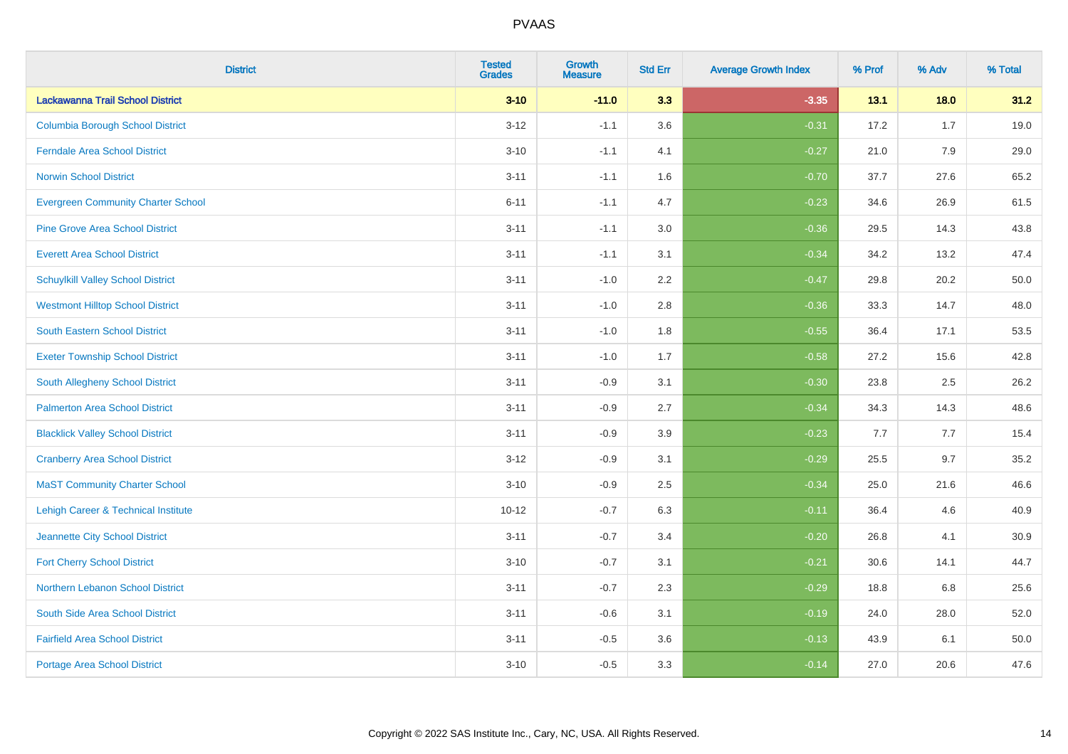# PVAAS

| District | Tested Grades | Growth Measure | Std Err | Average Growth Index | % Prof | % Adv | % Total |
|---|---|---|---|---|---|---|---|
| **Lackawanna Trail School District** | **3-10** | **-11.0** | **3.3** | **-3.35** | **13.1** | **18.0** | **31.2** |
| Columbia Borough School District | 3-12 | -1.1 | 3.6 | -0.31 | 17.2 | 1.7 | 19.0 |
| Ferndale Area School District | 3-10 | -1.1 | 4.1 | -0.27 | 21.0 | 7.9 | 29.0 |
| Norwin School District | 3-11 | -1.1 | 1.6 | -0.70 | 37.7 | 27.6 | 65.2 |
| Evergreen Community Charter School | 6-11 | -1.1 | 4.7 | -0.23 | 34.6 | 26.9 | 61.5 |
| Pine Grove Area School District | 3-11 | -1.1 | 3.0 | -0.36 | 29.5 | 14.3 | 43.8 |
| Everett Area School District | 3-11 | -1.1 | 3.1 | -0.34 | 34.2 | 13.2 | 47.4 |
| Schuylkill Valley School District | 3-11 | -1.0 | 2.2 | -0.47 | 29.8 | 20.2 | 50.0 |
| Westmont Hilltop School District | 3-11 | -1.0 | 2.8 | -0.36 | 33.3 | 14.7 | 48.0 |
| South Eastern School District | 3-11 | -1.0 | 1.8 | -0.55 | 36.4 | 17.1 | 53.5 |
| Exeter Township School District | 3-11 | -1.0 | 1.7 | -0.58 | 27.2 | 15.6 | 42.8 |
| South Allegheny School District | 3-11 | -0.9 | 3.1 | -0.30 | 23.8 | 2.5 | 26.2 |
| Palmerton Area School District | 3-11 | -0.9 | 2.7 | -0.34 | 34.3 | 14.3 | 48.6 |
| Blacklick Valley School District | 3-11 | -0.9 | 3.9 | -0.23 | 7.7 | 7.7 | 15.4 |
| Cranberry Area School District | 3-12 | -0.9 | 3.1 | -0.29 | 25.5 | 9.7 | 35.2 |
| MaST Community Charter School | 3-10 | -0.9 | 2.5 | -0.34 | 25.0 | 21.6 | 46.6 |
| Lehigh Career & Technical Institute | 10-12 | -0.7 | 6.3 | -0.11 | 36.4 | 4.6 | 40.9 |
| Jeannette City School District | 3-11 | -0.7 | 3.4 | -0.20 | 26.8 | 4.1 | 30.9 |
| Fort Cherry School District | 3-10 | -0.7 | 3.1 | -0.21 | 30.6 | 14.1 | 44.7 |
| Northern Lebanon School District | 3-11 | -0.7 | 2.3 | -0.29 | 18.8 | 6.8 | 25.6 |
| South Side Area School District | 3-11 | -0.6 | 3.1 | -0.19 | 24.0 | 28.0 | 52.0 |
| Fairfield Area School District | 3-11 | -0.5 | 3.6 | -0.13 | 43.9 | 6.1 | 50.0 |
| Portage Area School District | 3-10 | -0.5 | 3.3 | -0.14 | 27.0 | 20.6 | 47.6 |

Copyright © 2022 SAS Institute Inc., Cary, NC, USA. All Rights Reserved.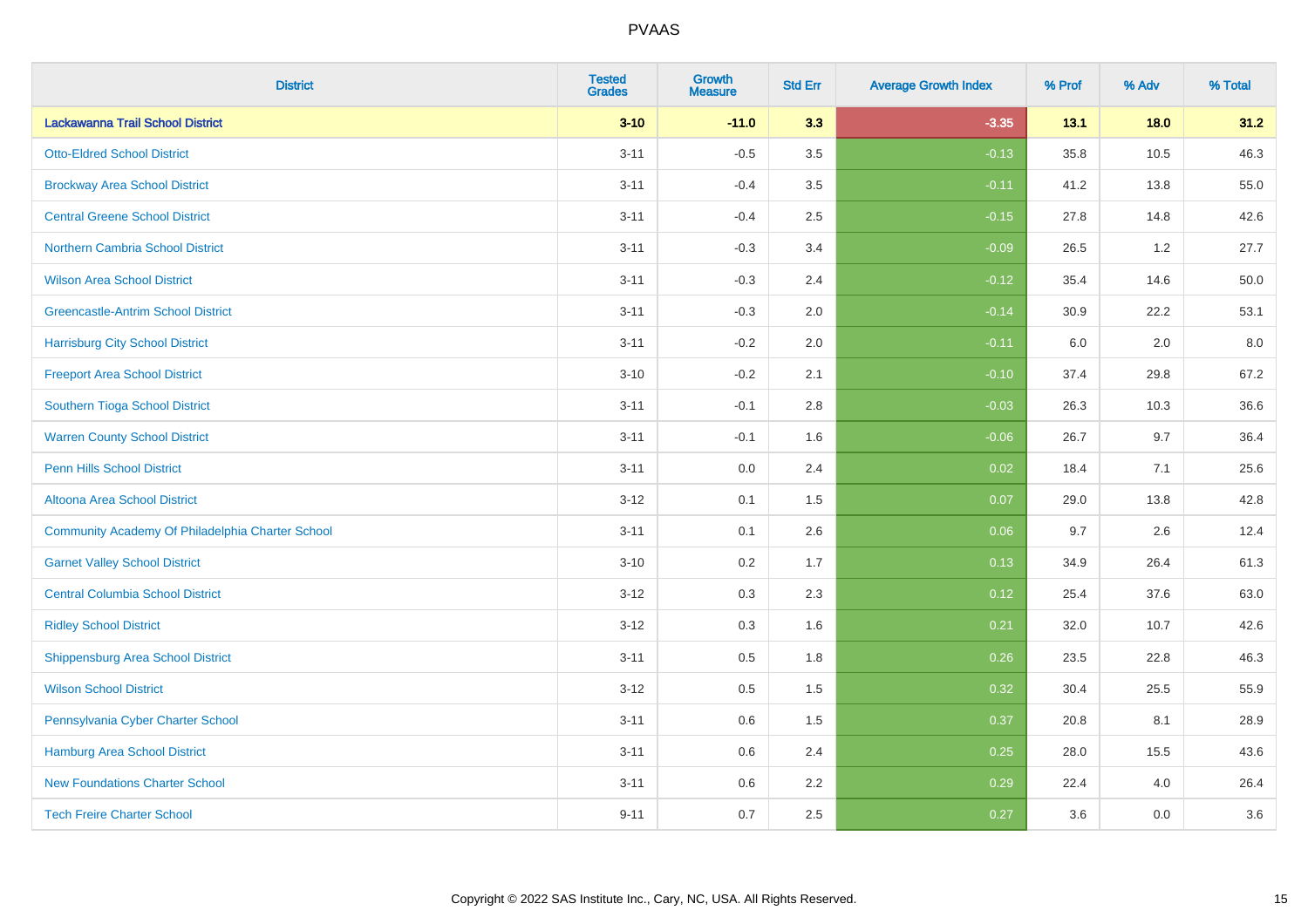| District | Tested Grades | Growth Measure | Std Err | Average Growth Index | % Prof | % Adv | % Total |
|---|---|---|---|---|---|---|---|
| **Lackawanna Trail School District** | **3-10** | **-11.0** | **3.3** | **-3.35** | **13.1** | **18.0** | **31.2** |
| Otto-Eldred School District | 3-11 | -0.5 | 3.5 | -0.13 | 35.8 | 10.5 | 46.3 |
| Brockway Area School District | 3-11 | -0.4 | 3.5 | -0.11 | 41.2 | 13.8 | 55.0 |
| Central Greene School District | 3-11 | -0.4 | 2.5 | -0.15 | 27.8 | 14.8 | 42.6 |
| Northern Cambria School District | 3-11 | -0.3 | 3.4 | -0.09 | 26.5 | 1.2 | 27.7 |
| Wilson Area School District | 3-11 | -0.3 | 2.4 | -0.12 | 35.4 | 14.6 | 50.0 |
| Greencastle-Antrim School District | 3-11 | -0.3 | 2.0 | -0.14 | 30.9 | 22.2 | 53.1 |
| Harrisburg City School District | 3-11 | -0.2 | 2.0 | -0.11 | 6.0 | 2.0 | 8.0 |
| Freeport Area School District | 3-10 | -0.2 | 2.1 | -0.10 | 37.4 | 29.8 | 67.2 |
| Southern Tioga School District | 3-11 | -0.1 | 2.8 | -0.03 | 26.3 | 10.3 | 36.6 |
| Warren County School District | 3-11 | -0.1 | 1.6 | -0.06 | 26.7 | 9.7 | 36.4 |
| Penn Hills School District | 3-11 | 0.0 | 2.4 | 0.02 | 18.4 | 7.1 | 25.6 |
| Altoona Area School District | 3-12 | 0.1 | 1.5 | 0.07 | 29.0 | 13.8 | 42.8 |
| Community Academy Of Philadelphia Charter School | 3-11 | 0.1 | 2.6 | 0.06 | 9.7 | 2.6 | 12.4 |
| Garnet Valley School District | 3-10 | 0.2 | 1.7 | 0.13 | 34.9 | 26.4 | 61.3 |
| Central Columbia School District | 3-12 | 0.3 | 2.3 | 0.12 | 25.4 | 37.6 | 63.0 |
| Ridley School District | 3-12 | 0.3 | 1.6 | 0.21 | 32.0 | 10.7 | 42.6 |
| Shippensburg Area School District | 3-11 | 0.5 | 1.8 | 0.26 | 23.5 | 22.8 | 46.3 |
| Wilson School District | 3-12 | 0.5 | 1.5 | 0.32 | 30.4 | 25.5 | 55.9 |
| Pennsylvania Cyber Charter School | 3-11 | 0.6 | 1.5 | 0.37 | 20.8 | 8.1 | 28.9 |
| Hamburg Area School District | 3-11 | 0.6 | 2.4 | 0.25 | 28.0 | 15.5 | 43.6 |
| New Foundations Charter School | 3-11 | 0.6 | 2.2 | 0.29 | 22.4 | 4.0 | 26.4 |
| Tech Freire Charter School | 9-11 | 0.7 | 2.5 | 0.27 | 3.6 | 0.0 | 3.6 |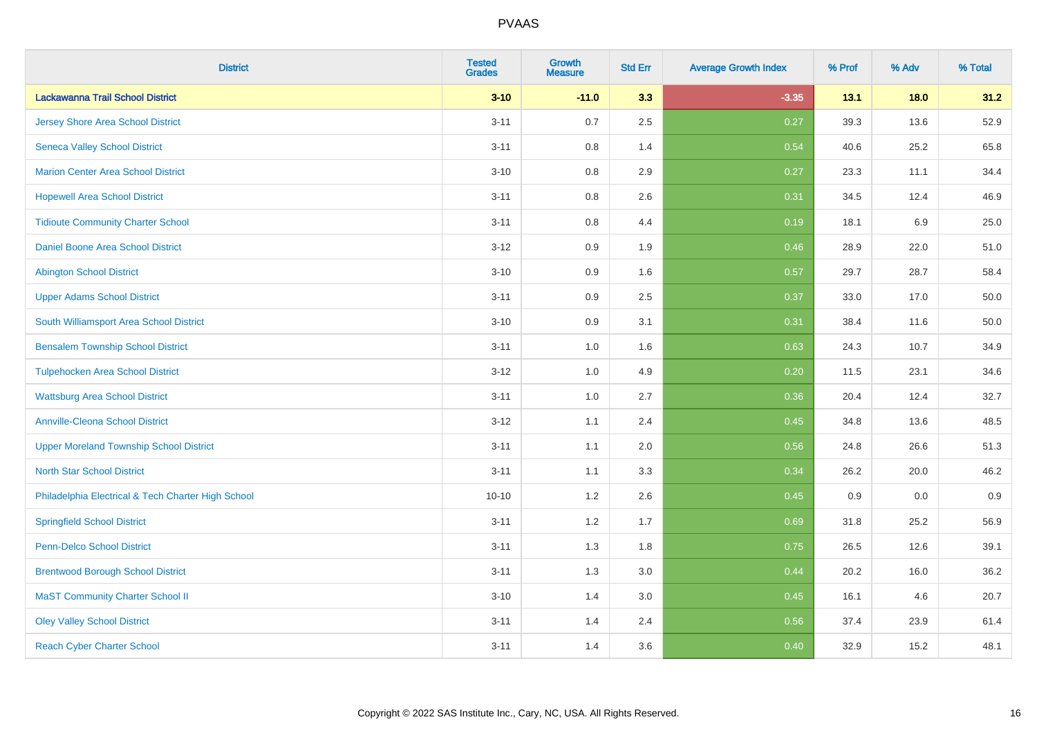| District | Tested Grades | Growth Measure | Std Err | Average Growth Index | % Prof | % Adv | % Total |
|---|---|---|---|---|---|---|---|
| **Lackawanna Trail School District** | **3-10** | **-11.0** | **3.3** | **-3.35** | **13.1** | **18.0** | **31.2** |
| Jersey Shore Area School District | 3-11 | 0.7 | 2.5 | 0.27 | 39.3 | 13.6 | 52.9 |
| Seneca Valley School District | 3-11 | 0.8 | 1.4 | 0.54 | 40.6 | 25.2 | 65.8 |
| Marion Center Area School District | 3-10 | 0.8 | 2.9 | 0.27 | 23.3 | 11.1 | 34.4 |
| Hopewell Area School District | 3-11 | 0.8 | 2.6 | 0.31 | 34.5 | 12.4 | 46.9 |
| Tidioute Community Charter School | 3-11 | 0.8 | 4.4 | 0.19 | 18.1 | 6.9 | 25.0 |
| Daniel Boone Area School District | 3-12 | 0.9 | 1.9 | 0.46 | 28.9 | 22.0 | 51.0 |
| Abington School District | 3-10 | 0.9 | 1.6 | 0.57 | 29.7 | 28.7 | 58.4 |
| Upper Adams School District | 3-11 | 0.9 | 2.5 | 0.37 | 33.0 | 17.0 | 50.0 |
| South Williamsport Area School District | 3-10 | 0.9 | 3.1 | 0.31 | 38.4 | 11.6 | 50.0 |
| Bensalem Township School District | 3-11 | 1.0 | 1.6 | 0.63 | 24.3 | 10.7 | 34.9 |
| Tulpehocken Area School District | 3-12 | 1.0 | 4.9 | 0.20 | 11.5 | 23.1 | 34.6 |
| Wattsburg Area School District | 3-11 | 1.0 | 2.7 | 0.36 | 20.4 | 12.4 | 32.7 |
| Annville-Cleona School District | 3-12 | 1.1 | 2.4 | 0.45 | 34.8 | 13.6 | 48.5 |
| Upper Moreland Township School District | 3-11 | 1.1 | 2.0 | 0.56 | 24.8 | 26.6 | 51.3 |
| North Star School District | 3-11 | 1.1 | 3.3 | 0.34 | 26.2 | 20.0 | 46.2 |
| Philadelphia Electrical & Tech Charter High School | 10-10 | 1.2 | 2.6 | 0.45 | 0.9 | 0.0 | 0.9 |
| Springfield School District | 3-11 | 1.2 | 1.7 | 0.69 | 31.8 | 25.2 | 56.9 |
| Penn-Delco School District | 3-11 | 1.3 | 1.8 | 0.75 | 26.5 | 12.6 | 39.1 |
| Brentwood Borough School District | 3-11 | 1.3 | 3.0 | 0.44 | 20.2 | 16.0 | 36.2 |
| MaST Community Charter School II | 3-10 | 1.4 | 3.0 | 0.45 | 16.1 | 4.6 | 20.7 |
| Oley Valley School District | 3-11 | 1.4 | 2.4 | 0.56 | 37.4 | 23.9 | 61.4 |
| Reach Cyber Charter School | 3-11 | 1.4 | 3.6 | 0.40 | 32.9 | 15.2 | 48.1 |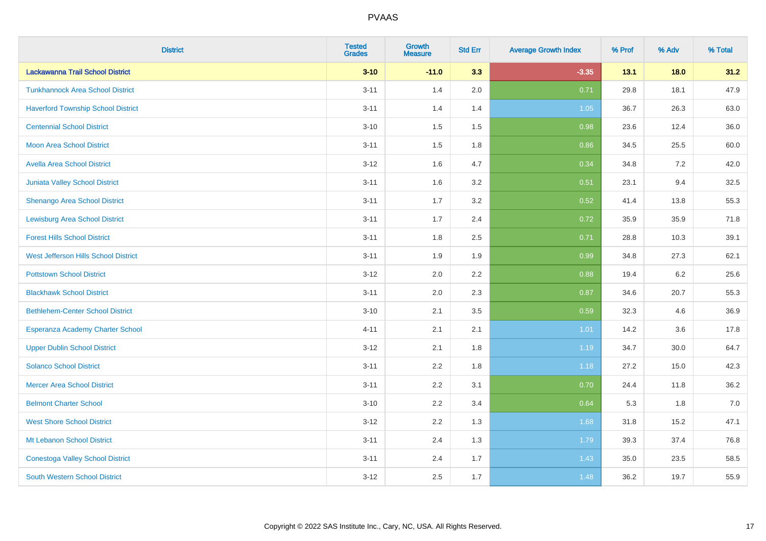# PVAAS

| District | Tested Grades | Growth Measure | Std Err | Average Growth Index | % Prof | % Adv | % Total |
|---|---|---|---|---|---|---|---|
| **Lackawanna Trail School District** | **3-10** | **-11.0** | **3.3** | **-3.35** | **13.1** | **18.0** | **31.2** |
| Tunkhannock Area School District | 3-11 | 1.4 | 2.0 | 0.71 | 29.8 | 18.1 | 47.9 |
| Haverford Township School District | 3-11 | 1.4 | 1.4 | 1.05 | 36.7 | 26.3 | 63.0 |
| Centennial School District | 3-10 | 1.5 | 1.5 | 0.98 | 23.6 | 12.4 | 36.0 |
| Moon Area School District | 3-11 | 1.5 | 1.8 | 0.86 | 34.5 | 25.5 | 60.0 |
| Avella Area School District | 3-12 | 1.6 | 4.7 | 0.34 | 34.8 | 7.2 | 42.0 |
| Juniata Valley School District | 3-11 | 1.6 | 3.2 | 0.51 | 23.1 | 9.4 | 32.5 |
| Shenango Area School District | 3-11 | 1.7 | 3.2 | 0.52 | 41.4 | 13.8 | 55.3 |
| Lewisburg Area School District | 3-11 | 1.7 | 2.4 | 0.72 | 35.9 | 35.9 | 71.8 |
| Forest Hills School District | 3-11 | 1.8 | 2.5 | 0.71 | 28.8 | 10.3 | 39.1 |
| West Jefferson Hills School District | 3-11 | 1.9 | 1.9 | 0.99 | 34.8 | 27.3 | 62.1 |
| Pottstown School District | 3-12 | 2.0 | 2.2 | 0.88 | 19.4 | 6.2 | 25.6 |
| Blackhawk School District | 3-11 | 2.0 | 2.3 | 0.87 | 34.6 | 20.7 | 55.3 |
| Bethlehem-Center School District | 3-10 | 2.1 | 3.5 | 0.59 | 32.3 | 4.6 | 36.9 |
| Esperanza Academy Charter School | 4-11 | 2.1 | 2.1 | 1.01 | 14.2 | 3.6 | 17.8 |
| Upper Dublin School District | 3-12 | 2.1 | 1.8 | 1.19 | 34.7 | 30.0 | 64.7 |
| Solanco School District | 3-11 | 2.2 | 1.8 | 1.18 | 27.2 | 15.0 | 42.3 |
| Mercer Area School District | 3-11 | 2.2 | 3.1 | 0.70 | 24.4 | 11.8 | 36.2 |
| Belmont Charter School | 3-10 | 2.2 | 3.4 | 0.64 | 5.3 | 1.8 | 7.0 |
| West Shore School District | 3-12 | 2.2 | 1.3 | 1.68 | 31.8 | 15.2 | 47.1 |
| Mt Lebanon School District | 3-11 | 2.4 | 1.3 | 1.79 | 39.3 | 37.4 | 76.8 |
| Conestoga Valley School District | 3-11 | 2.4 | 1.7 | 1.43 | 35.0 | 23.5 | 58.5 |
| South Western School District | 3-12 | 2.5 | 1.7 | 1.48 | 36.2 | 19.7 | 55.9 |

Copyright © 2022 SAS Institute Inc., Cary, NC, USA. All Rights Reserved.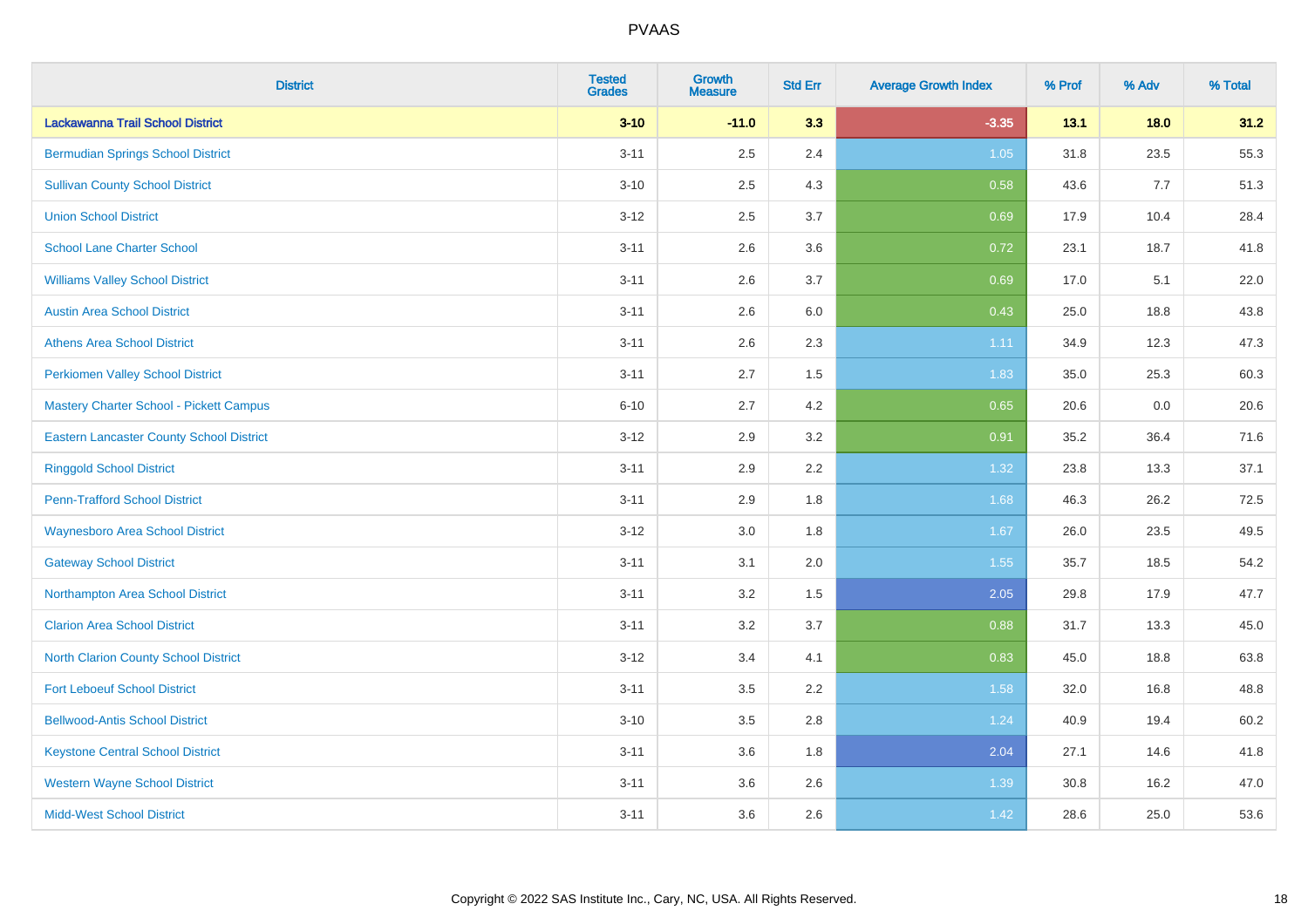| District | Tested Grades | Growth Measure | Std Err | Average Growth Index | % Prof | % Adv | % Total |
|---|---|---|---|---|---|---|---|
| **Lackawanna Trail School District** | **3-10** | **-11.0** | **3.3** | **-3.35** | **13.1** | **18.0** | **31.2** |
| Bermudian Springs School District | 3-11 | 2.5 | 2.4 | 1.05 | 31.8 | 23.5 | 55.3 |
| Sullivan County School District | 3-10 | 2.5 | 4.3 | 0.58 | 43.6 | 7.7 | 51.3 |
| Union School District | 3-12 | 2.5 | 3.7 | 0.69 | 17.9 | 10.4 | 28.4 |
| School Lane Charter School | 3-11 | 2.6 | 3.6 | 0.72 | 23.1 | 18.7 | 41.8 |
| Williams Valley School District | 3-11 | 2.6 | 3.7 | 0.69 | 17.0 | 5.1 | 22.0 |
| Austin Area School District | 3-11 | 2.6 | 6.0 | 0.43 | 25.0 | 18.8 | 43.8 |
| Athens Area School District | 3-11 | 2.6 | 2.3 | 1.11 | 34.9 | 12.3 | 47.3 |
| Perkiomen Valley School District | 3-11 | 2.7 | 1.5 | 1.83 | 35.0 | 25.3 | 60.3 |
| Mastery Charter School - Pickett Campus | 6-10 | 2.7 | 4.2 | 0.65 | 20.6 | 0.0 | 20.6 |
| Eastern Lancaster County School District | 3-12 | 2.9 | 3.2 | 0.91 | 35.2 | 36.4 | 71.6 |
| Ringgold School District | 3-11 | 2.9 | 2.2 | 1.32 | 23.8 | 13.3 | 37.1 |
| Penn-Trafford School District | 3-11 | 2.9 | 1.8 | 1.68 | 46.3 | 26.2 | 72.5 |
| Waynesboro Area School District | 3-12 | 3.0 | 1.8 | 1.67 | 26.0 | 23.5 | 49.5 |
| Gateway School District | 3-11 | 3.1 | 2.0 | 1.55 | 35.7 | 18.5 | 54.2 |
| Northampton Area School District | 3-11 | 3.2 | 1.5 | 2.05 | 29.8 | 17.9 | 47.7 |
| Clarion Area School District | 3-11 | 3.2 | 3.7 | 0.88 | 31.7 | 13.3 | 45.0 |
| North Clarion County School District | 3-12 | 3.4 | 4.1 | 0.83 | 45.0 | 18.8 | 63.8 |
| Fort Leboeuf School District | 3-11 | 3.5 | 2.2 | 1.58 | 32.0 | 16.8 | 48.8 |
| Bellwood-Antis School District | 3-10 | 3.5 | 2.8 | 1.24 | 40.9 | 19.4 | 60.2 |
| Keystone Central School District | 3-11 | 3.6 | 1.8 | 2.04 | 27.1 | 14.6 | 41.8 |
| Western Wayne School District | 3-11 | 3.6 | 2.6 | 1.39 | 30.8 | 16.2 | 47.0 |
| Midd-West School District | 3-11 | 3.6 | 2.6 | 1.42 | 28.6 | 25.0 | 53.6 |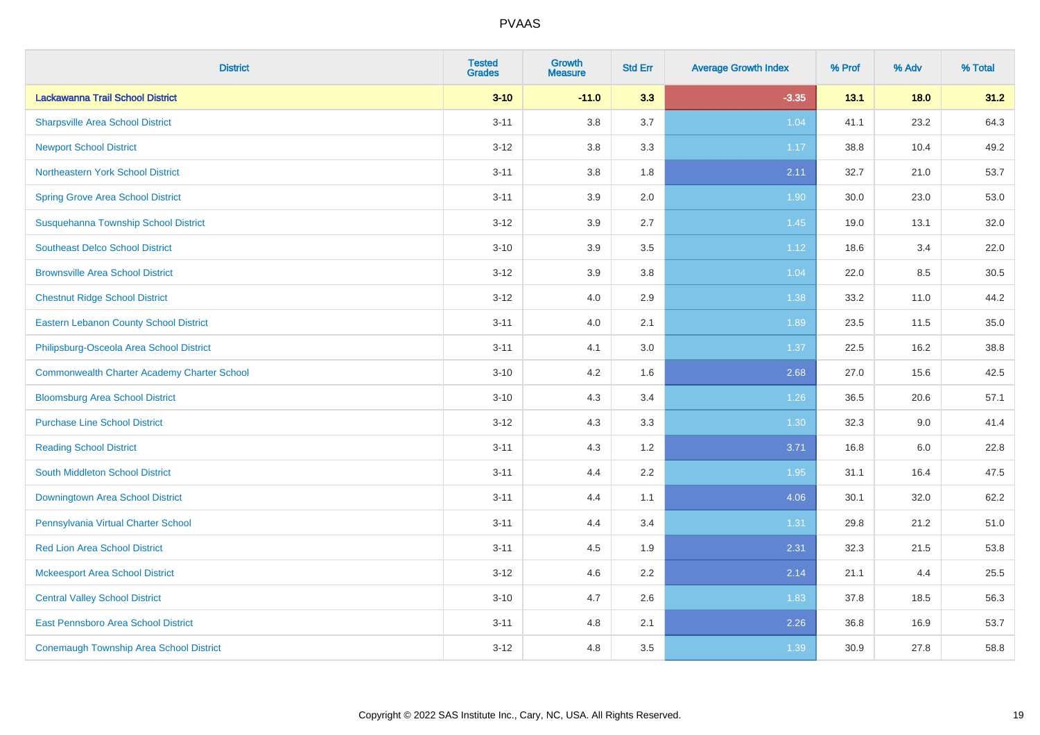PVAAS

| District | Tested Grades | Growth Measure | Std Err | Average Growth Index | % Prof | % Adv | % Total |
|---|---|---|---|---|---|---|---|
| **Lackawanna Trail School District** | **3-10** | **-11.0** | **3.3** | **-3.35** | **13.1** | **18.0** | **31.2** |
| Sharpsville Area School District | 3-11 | 3.8 | 3.7 | 1.04 | 41.1 | 23.2 | 64.3 |
| Newport School District | 3-12 | 3.8 | 3.3 | 1.17 | 38.8 | 10.4 | 49.2 |
| Northeastern York School District | 3-11 | 3.8 | 1.8 | 2.11 | 32.7 | 21.0 | 53.7 |
| Spring Grove Area School District | 3-11 | 3.9 | 2.0 | 1.90 | 30.0 | 23.0 | 53.0 |
| Susquehanna Township School District | 3-12 | 3.9 | 2.7 | 1.45 | 19.0 | 13.1 | 32.0 |
| Southeast Delco School District | 3-10 | 3.9 | 3.5 | 1.12 | 18.6 | 3.4 | 22.0 |
| Brownsville Area School District | 3-12 | 3.9 | 3.8 | 1.04 | 22.0 | 8.5 | 30.5 |
| Chestnut Ridge School District | 3-12 | 4.0 | 2.9 | 1.38 | 33.2 | 11.0 | 44.2 |
| Eastern Lebanon County School District | 3-11 | 4.0 | 2.1 | 1.89 | 23.5 | 11.5 | 35.0 |
| Philipsburg-Osceola Area School District | 3-11 | 4.1 | 3.0 | 1.37 | 22.5 | 16.2 | 38.8 |
| Commonwealth Charter Academy Charter School | 3-10 | 4.2 | 1.6 | 2.68 | 27.0 | 15.6 | 42.5 |
| Bloomsburg Area School District | 3-10 | 4.3 | 3.4 | 1.26 | 36.5 | 20.6 | 57.1 |
| Purchase Line School District | 3-12 | 4.3 | 3.3 | 1.30 | 32.3 | 9.0 | 41.4 |
| Reading School District | 3-11 | 4.3 | 1.2 | 3.71 | 16.8 | 6.0 | 22.8 |
| South Middleton School District | 3-11 | 4.4 | 2.2 | 1.95 | 31.1 | 16.4 | 47.5 |
| Downingtown Area School District | 3-11 | 4.4 | 1.1 | 4.06 | 30.1 | 32.0 | 62.2 |
| Pennsylvania Virtual Charter School | 3-11 | 4.4 | 3.4 | 1.31 | 29.8 | 21.2 | 51.0 |
| Red Lion Area School District | 3-11 | 4.5 | 1.9 | 2.31 | 32.3 | 21.5 | 53.8 |
| Mckeesport Area School District | 3-12 | 4.6 | 2.2 | 2.14 | 21.1 | 4.4 | 25.5 |
| Central Valley School District | 3-10 | 4.7 | 2.6 | 1.83 | 37.8 | 18.5 | 56.3 |
| East Pennsboro Area School District | 3-11 | 4.8 | 2.1 | 2.26 | 36.8 | 16.9 | 53.7 |
| Conemaugh Township Area School District | 3-12 | 4.8 | 3.5 | 1.39 | 30.9 | 27.8 | 58.8 |

Copyright © 2022 SAS Institute Inc., Cary, NC, USA. All Rights Reserved.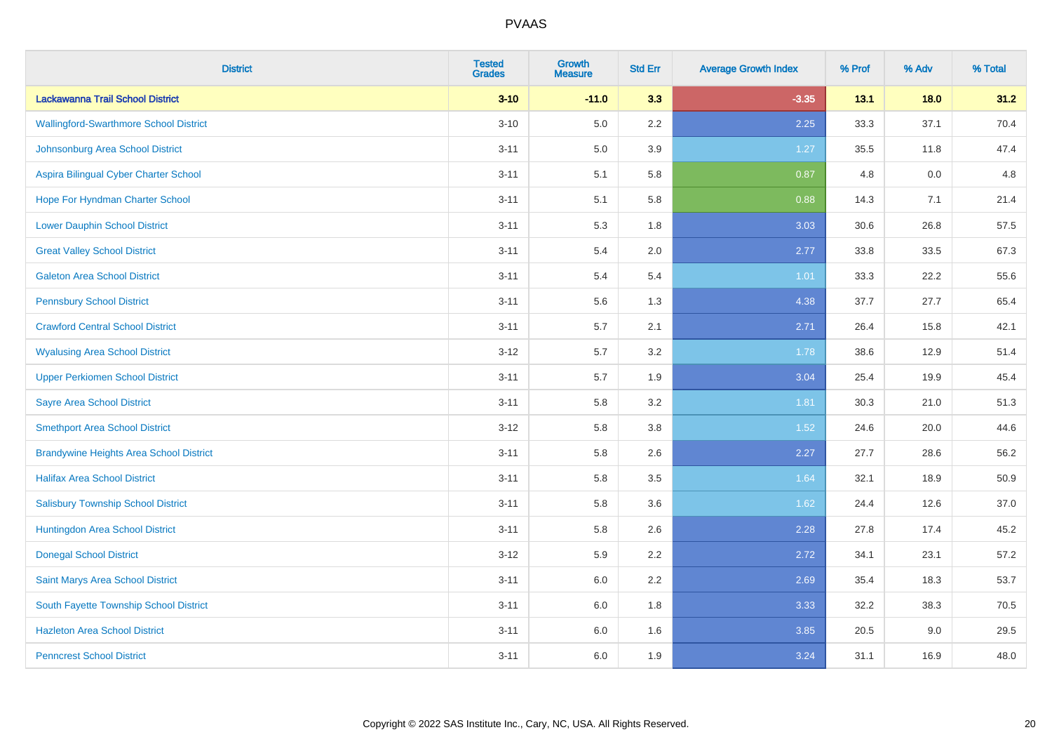# PVAAS

| District | Tested Grades | Growth Measure | Std Err | Average Growth Index | % Prof | % Adv | % Total |
|---|---|---|---|---|---|---|---|
| **Lackawanna Trail School District** | **3-10** | **-11.0** | **3.3** | **-3.35** | **13.1** | **18.0** | **31.2** |
| Wallingford-Swarthmore School District | 3-10 | 5.0 | 2.2 | 2.25 | 33.3 | 37.1 | 70.4 |
| Johnsonburg Area School District | 3-11 | 5.0 | 3.9 | 1.27 | 35.5 | 11.8 | 47.4 |
| Aspira Bilingual Cyber Charter School | 3-11 | 5.1 | 5.8 | 0.87 | 4.8 | 0.0 | 4.8 |
| Hope For Hyndman Charter School | 3-11 | 5.1 | 5.8 | 0.88 | 14.3 | 7.1 | 21.4 |
| Lower Dauphin School District | 3-11 | 5.3 | 1.8 | 3.03 | 30.6 | 26.8 | 57.5 |
| Great Valley School District | 3-11 | 5.4 | 2.0 | 2.77 | 33.8 | 33.5 | 67.3 |
| Galeton Area School District | 3-11 | 5.4 | 5.4 | 1.01 | 33.3 | 22.2 | 55.6 |
| Pennsbury School District | 3-11 | 5.6 | 1.3 | 4.38 | 37.7 | 27.7 | 65.4 |
| Crawford Central School District | 3-11 | 5.7 | 2.1 | 2.71 | 26.4 | 15.8 | 42.1 |
| Wyalusing Area School District | 3-12 | 5.7 | 3.2 | 1.78 | 38.6 | 12.9 | 51.4 |
| Upper Perkiomen School District | 3-11 | 5.7 | 1.9 | 3.04 | 25.4 | 19.9 | 45.4 |
| Sayre Area School District | 3-11 | 5.8 | 3.2 | 1.81 | 30.3 | 21.0 | 51.3 |
| Smethport Area School District | 3-12 | 5.8 | 3.8 | 1.52 | 24.6 | 20.0 | 44.6 |
| Brandywine Heights Area School District | 3-11 | 5.8 | 2.6 | 2.27 | 27.7 | 28.6 | 56.2 |
| Halifax Area School District | 3-11 | 5.8 | 3.5 | 1.64 | 32.1 | 18.9 | 50.9 |
| Salisbury Township School District | 3-11 | 5.8 | 3.6 | 1.62 | 24.4 | 12.6 | 37.0 |
| Huntingdon Area School District | 3-11 | 5.8 | 2.6 | 2.28 | 27.8 | 17.4 | 45.2 |
| Donegal School District | 3-12 | 5.9 | 2.2 | 2.72 | 34.1 | 23.1 | 57.2 |
| Saint Marys Area School District | 3-11 | 6.0 | 2.2 | 2.69 | 35.4 | 18.3 | 53.7 |
| South Fayette Township School District | 3-11 | 6.0 | 1.8 | 3.33 | 32.2 | 38.3 | 70.5 |
| Hazleton Area School District | 3-11 | 6.0 | 1.6 | 3.85 | 20.5 | 9.0 | 29.5 |
| Penncrest School District | 3-11 | 6.0 | 1.9 | 3.24 | 31.1 | 16.9 | 48.0 |

Copyright © 2022 SAS Institute Inc., Cary, NC, USA. All Rights Reserved.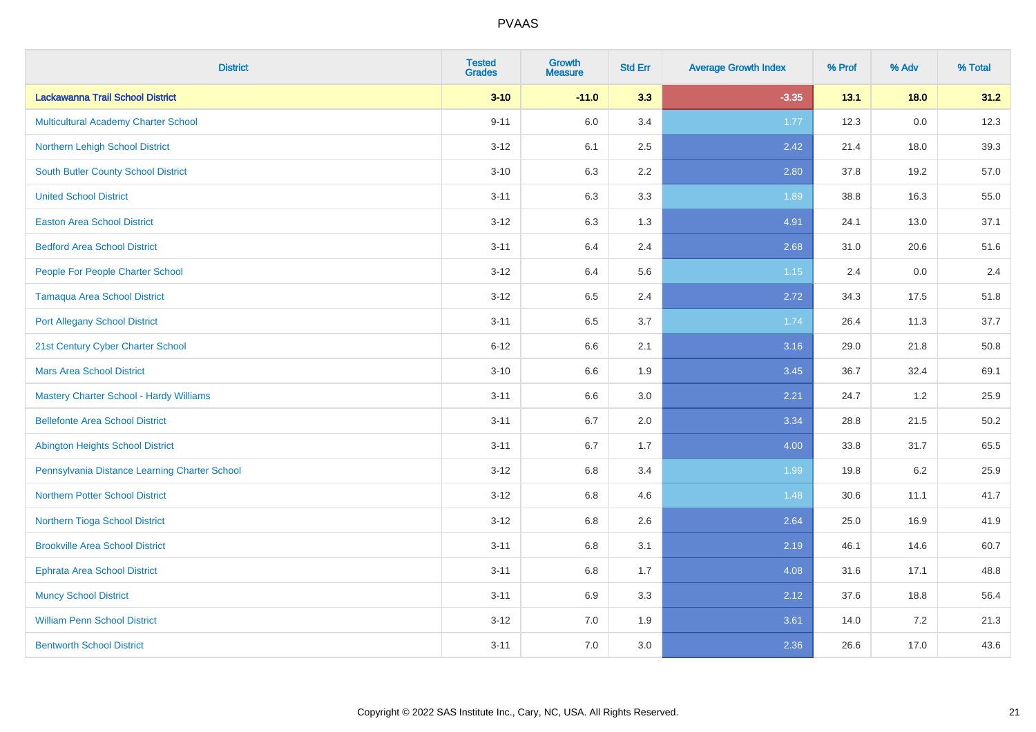# PVAAS

| District | Tested Grades | Growth Measure | Std Err | Average Growth Index | % Prof | % Adv | % Total |
|---|---|---|---|---|---|---|---|
| **Lackawanna Trail School District** | **3-10** | **-11.0** | **3.3** | **-3.35** | **13.1** | **18.0** | **31.2** |
| Multicultural Academy Charter School | 9-11 | 6.0 | 3.4 | 1.77 | 12.3 | 0.0 | 12.3 |
| Northern Lehigh School District | 3-12 | 6.1 | 2.5 | 2.42 | 21.4 | 18.0 | 39.3 |
| South Butler County School District | 3-10 | 6.3 | 2.2 | 2.80 | 37.8 | 19.2 | 57.0 |
| United School District | 3-11 | 6.3 | 3.3 | 1.89 | 38.8 | 16.3 | 55.0 |
| Easton Area School District | 3-12 | 6.3 | 1.3 | 4.91 | 24.1 | 13.0 | 37.1 |
| Bedford Area School District | 3-11 | 6.4 | 2.4 | 2.68 | 31.0 | 20.6 | 51.6 |
| People For People Charter School | 3-12 | 6.4 | 5.6 | 1.15 | 2.4 | 0.0 | 2.4 |
| Tamaqua Area School District | 3-12 | 6.5 | 2.4 | 2.72 | 34.3 | 17.5 | 51.8 |
| Port Allegany School District | 3-11 | 6.5 | 3.7 | 1.74 | 26.4 | 11.3 | 37.7 |
| 21st Century Cyber Charter School | 6-12 | 6.6 | 2.1 | 3.16 | 29.0 | 21.8 | 50.8 |
| Mars Area School District | 3-10 | 6.6 | 1.9 | 3.45 | 36.7 | 32.4 | 69.1 |
| Mastery Charter School - Hardy Williams | 3-11 | 6.6 | 3.0 | 2.21 | 24.7 | 1.2 | 25.9 |
| Bellefonte Area School District | 3-11 | 6.7 | 2.0 | 3.34 | 28.8 | 21.5 | 50.2 |
| Abington Heights School District | 3-11 | 6.7 | 1.7 | 4.00 | 33.8 | 31.7 | 65.5 |
| Pennsylvania Distance Learning Charter School | 3-12 | 6.8 | 3.4 | 1.99 | 19.8 | 6.2 | 25.9 |
| Northern Potter School District | 3-12 | 6.8 | 4.6 | 1.48 | 30.6 | 11.1 | 41.7 |
| Northern Tioga School District | 3-12 | 6.8 | 2.6 | 2.64 | 25.0 | 16.9 | 41.9 |
| Brookville Area School District | 3-11 | 6.8 | 3.1 | 2.19 | 46.1 | 14.6 | 60.7 |
| Ephrata Area School District | 3-11 | 6.8 | 1.7 | 4.08 | 31.6 | 17.1 | 48.8 |
| Muncy School District | 3-11 | 6.9 | 3.3 | 2.12 | 37.6 | 18.8 | 56.4 |
| William Penn School District | 3-12 | 7.0 | 1.9 | 3.61 | 14.0 | 7.2 | 21.3 |
| Bentworth School District | 3-11 | 7.0 | 3.0 | 2.36 | 26.6 | 17.0 | 43.6 |

Copyright © 2022 SAS Institute Inc., Cary, NC, USA. All Rights Reserved.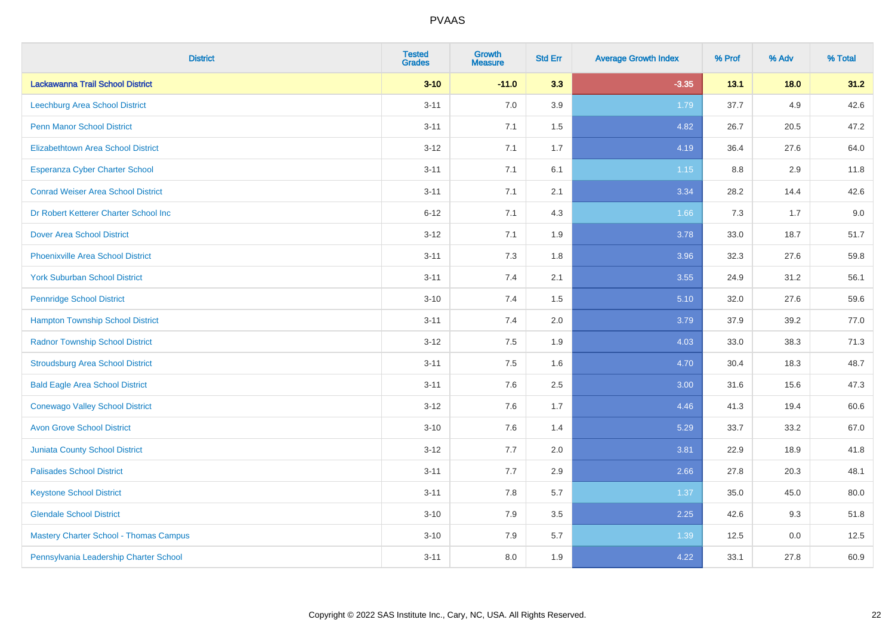# PVAAS

| District | Tested Grades | Growth Measure | Std Err | Average Growth Index | % Prof | % Adv | % Total |
|---|---|---|---|---|---|---|---|
| **Lackawanna Trail School District** | **3-10** | **-11.0** | **3.3** | **-3.35** | **13.1** | **18.0** | **31.2** |
| Leechburg Area School District | 3-11 | 7.0 | 3.9 | 1.79 | 37.7 | 4.9 | 42.6 |
| Penn Manor School District | 3-11 | 7.1 | 1.5 | 4.82 | 26.7 | 20.5 | 47.2 |
| Elizabethtown Area School District | 3-12 | 7.1 | 1.7 | 4.19 | 36.4 | 27.6 | 64.0 |
| Esperanza Cyber Charter School | 3-11 | 7.1 | 6.1 | 1.15 | 8.8 | 2.9 | 11.8 |
| Conrad Weiser Area School District | 3-11 | 7.1 | 2.1 | 3.34 | 28.2 | 14.4 | 42.6 |
| Dr Robert Ketterer Charter School Inc | 6-12 | 7.1 | 4.3 | 1.66 | 7.3 | 1.7 | 9.0 |
| Dover Area School District | 3-12 | 7.1 | 1.9 | 3.78 | 33.0 | 18.7 | 51.7 |
| Phoenixville Area School District | 3-11 | 7.3 | 1.8 | 3.96 | 32.3 | 27.6 | 59.8 |
| York Suburban School District | 3-11 | 7.4 | 2.1 | 3.55 | 24.9 | 31.2 | 56.1 |
| Pennridge School District | 3-10 | 7.4 | 1.5 | 5.10 | 32.0 | 27.6 | 59.6 |
| Hampton Township School District | 3-11 | 7.4 | 2.0 | 3.79 | 37.9 | 39.2 | 77.0 |
| Radnor Township School District | 3-12 | 7.5 | 1.9 | 4.03 | 33.0 | 38.3 | 71.3 |
| Stroudsburg Area School District | 3-11 | 7.5 | 1.6 | 4.70 | 30.4 | 18.3 | 48.7 |
| Bald Eagle Area School District | 3-11 | 7.6 | 2.5 | 3.00 | 31.6 | 15.6 | 47.3 |
| Conewago Valley School District | 3-12 | 7.6 | 1.7 | 4.46 | 41.3 | 19.4 | 60.6 |
| Avon Grove School District | 3-10 | 7.6 | 1.4 | 5.29 | 33.7 | 33.2 | 67.0 |
| Juniata County School District | 3-12 | 7.7 | 2.0 | 3.81 | 22.9 | 18.9 | 41.8 |
| Palisades School District | 3-11 | 7.7 | 2.9 | 2.66 | 27.8 | 20.3 | 48.1 |
| Keystone School District | 3-11 | 7.8 | 5.7 | 1.37 | 35.0 | 45.0 | 80.0 |
| Glendale School District | 3-10 | 7.9 | 3.5 | 2.25 | 42.6 | 9.3 | 51.8 |
| Mastery Charter School - Thomas Campus | 3-10 | 7.9 | 5.7 | 1.39 | 12.5 | 0.0 | 12.5 |
| Pennsylvania Leadership Charter School | 3-11 | 8.0 | 1.9 | 4.22 | 33.1 | 27.8 | 60.9 |

Copyright © 2022 SAS Institute Inc., Cary, NC, USA. All Rights Reserved.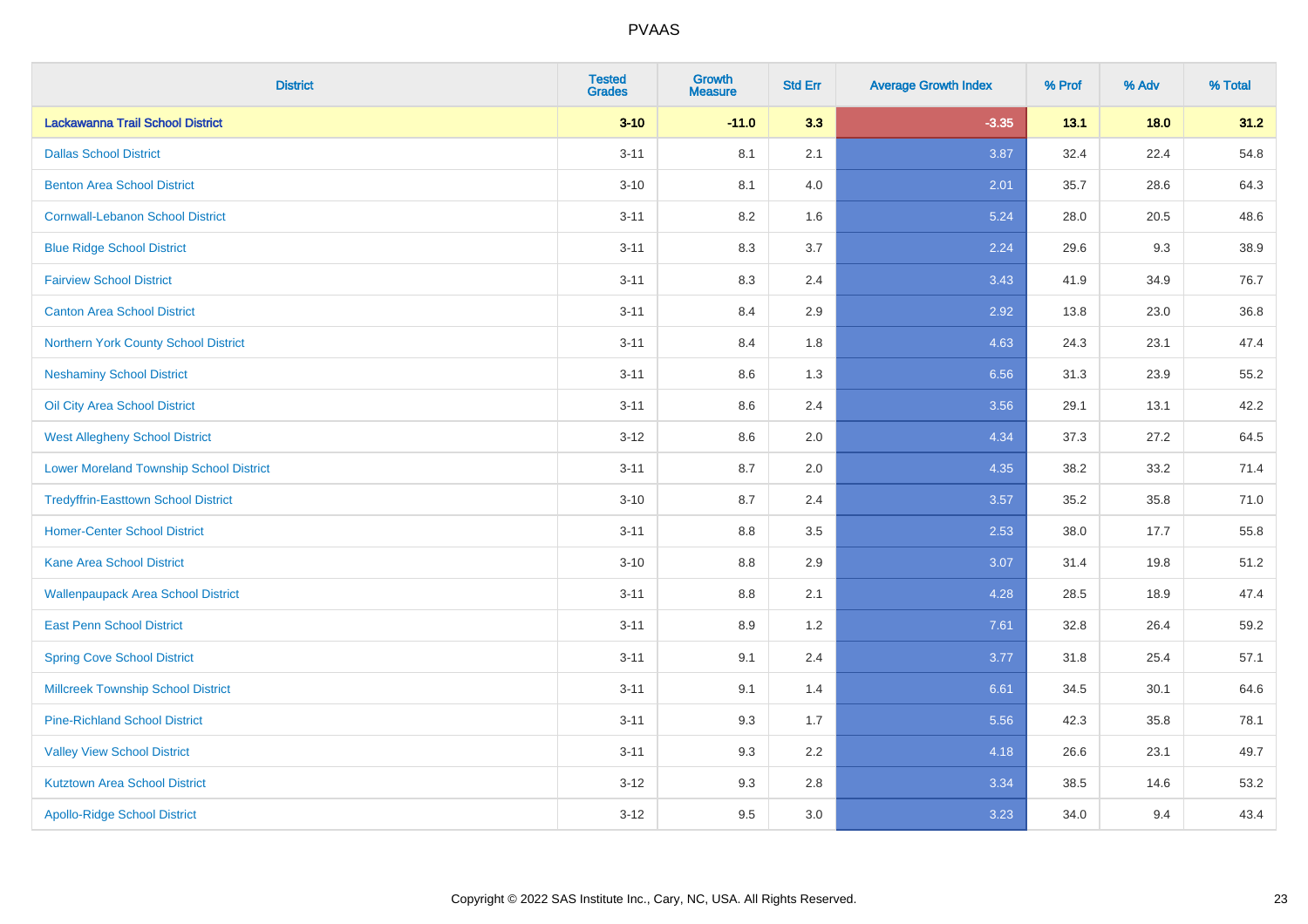| District | Tested Grades | Growth Measure | Std Err | Average Growth Index | % Prof | % Adv | % Total |
|---|---|---|---|---|---|---|---|
| **Lackawanna Trail School District** | **3-10** | **-11.0** | **3.3** | **-3.35** | **13.1** | **18.0** | **31.2** |
| Dallas School District | 3-11 | 8.1 | 2.1 | 3.87 | 32.4 | 22.4 | 54.8 |
| Benton Area School District | 3-10 | 8.1 | 4.0 | 2.01 | 35.7 | 28.6 | 64.3 |
| Cornwall-Lebanon School District | 3-11 | 8.2 | 1.6 | 5.24 | 28.0 | 20.5 | 48.6 |
| Blue Ridge School District | 3-11 | 8.3 | 3.7 | 2.24 | 29.6 | 9.3 | 38.9 |
| Fairview School District | 3-11 | 8.3 | 2.4 | 3.43 | 41.9 | 34.9 | 76.7 |
| Canton Area School District | 3-11 | 8.4 | 2.9 | 2.92 | 13.8 | 23.0 | 36.8 |
| Northern York County School District | 3-11 | 8.4 | 1.8 | 4.63 | 24.3 | 23.1 | 47.4 |
| Neshaminy School District | 3-11 | 8.6 | 1.3 | 6.56 | 31.3 | 23.9 | 55.2 |
| Oil City Area School District | 3-11 | 8.6 | 2.4 | 3.56 | 29.1 | 13.1 | 42.2 |
| West Allegheny School District | 3-12 | 8.6 | 2.0 | 4.34 | 37.3 | 27.2 | 64.5 |
| Lower Moreland Township School District | 3-11 | 8.7 | 2.0 | 4.35 | 38.2 | 33.2 | 71.4 |
| Tredyffrin-Easttown School District | 3-10 | 8.7 | 2.4 | 3.57 | 35.2 | 35.8 | 71.0 |
| Homer-Center School District | 3-11 | 8.8 | 3.5 | 2.53 | 38.0 | 17.7 | 55.8 |
| Kane Area School District | 3-10 | 8.8 | 2.9 | 3.07 | 31.4 | 19.8 | 51.2 |
| Wallenpaupack Area School District | 3-11 | 8.8 | 2.1 | 4.28 | 28.5 | 18.9 | 47.4 |
| East Penn School District | 3-11 | 8.9 | 1.2 | 7.61 | 32.8 | 26.4 | 59.2 |
| Spring Cove School District | 3-11 | 9.1 | 2.4 | 3.77 | 31.8 | 25.4 | 57.1 |
| Millcreek Township School District | 3-11 | 9.1 | 1.4 | 6.61 | 34.5 | 30.1 | 64.6 |
| Pine-Richland School District | 3-11 | 9.3 | 1.7 | 5.56 | 42.3 | 35.8 | 78.1 |
| Valley View School District | 3-11 | 9.3 | 2.2 | 4.18 | 26.6 | 23.1 | 49.7 |
| Kutztown Area School District | 3-12 | 9.3 | 2.8 | 3.34 | 38.5 | 14.6 | 53.2 |
| Apollo-Ridge School District | 3-12 | 9.5 | 3.0 | 3.23 | 34.0 | 9.4 | 43.4 |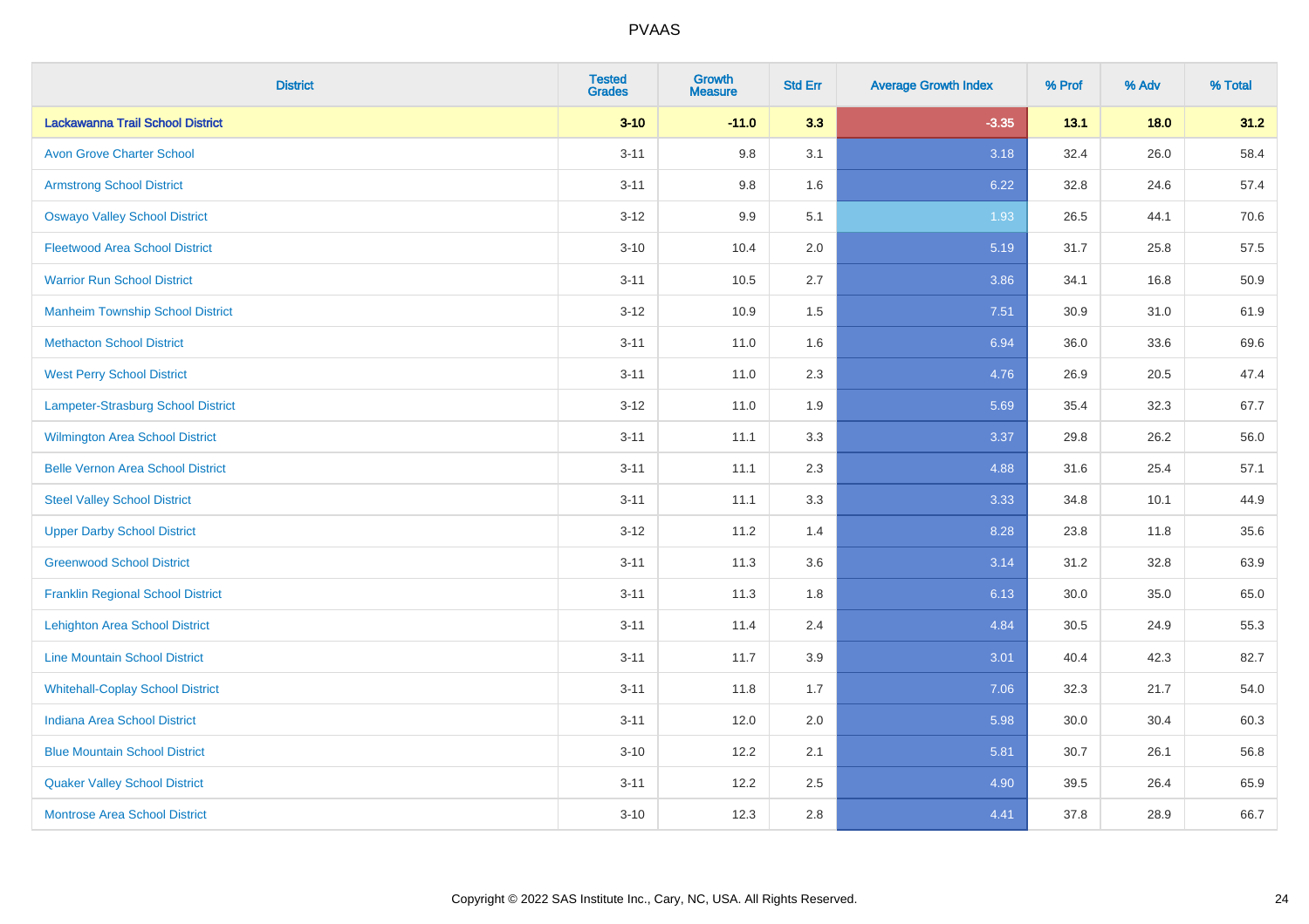PVAAS

| District | Tested Grades | Growth Measure | Std Err | Average Growth Index | % Prof | % Adv | % Total |
|---|---|---|---|---|---|---|---|
| **Lackawanna Trail School District** | **3-10** | **-11.0** | **3.3** | **-3.35** | **13.1** | **18.0** | **31.2** |
| Avon Grove Charter School | 3-11 | 9.8 | 3.1 | 3.18 | 32.4 | 26.0 | 58.4 |
| Armstrong School District | 3-11 | 9.8 | 1.6 | 6.22 | 32.8 | 24.6 | 57.4 |
| Oswayo Valley School District | 3-12 | 9.9 | 5.1 | 1.93 | 26.5 | 44.1 | 70.6 |
| Fleetwood Area School District | 3-10 | 10.4 | 2.0 | 5.19 | 31.7 | 25.8 | 57.5 |
| Warrior Run School District | 3-11 | 10.5 | 2.7 | 3.86 | 34.1 | 16.8 | 50.9 |
| Manheim Township School District | 3-12 | 10.9 | 1.5 | 7.51 | 30.9 | 31.0 | 61.9 |
| Methacton School District | 3-11 | 11.0 | 1.6 | 6.94 | 36.0 | 33.6 | 69.6 |
| West Perry School District | 3-11 | 11.0 | 2.3 | 4.76 | 26.9 | 20.5 | 47.4 |
| Lampeter-Strasburg School District | 3-12 | 11.0 | 1.9 | 5.69 | 35.4 | 32.3 | 67.7 |
| Wilmington Area School District | 3-11 | 11.1 | 3.3 | 3.37 | 29.8 | 26.2 | 56.0 |
| Belle Vernon Area School District | 3-11 | 11.1 | 2.3 | 4.88 | 31.6 | 25.4 | 57.1 |
| Steel Valley School District | 3-11 | 11.1 | 3.3 | 3.33 | 34.8 | 10.1 | 44.9 |
| Upper Darby School District | 3-12 | 11.2 | 1.4 | 8.28 | 23.8 | 11.8 | 35.6 |
| Greenwood School District | 3-11 | 11.3 | 3.6 | 3.14 | 31.2 | 32.8 | 63.9 |
| Franklin Regional School District | 3-11 | 11.3 | 1.8 | 6.13 | 30.0 | 35.0 | 65.0 |
| Lehighton Area School District | 3-11 | 11.4 | 2.4 | 4.84 | 30.5 | 24.9 | 55.3 |
| Line Mountain School District | 3-11 | 11.7 | 3.9 | 3.01 | 40.4 | 42.3 | 82.7 |
| Whitehall-Coplay School District | 3-11 | 11.8 | 1.7 | 7.06 | 32.3 | 21.7 | 54.0 |
| Indiana Area School District | 3-11 | 12.0 | 2.0 | 5.98 | 30.0 | 30.4 | 60.3 |
| Blue Mountain School District | 3-10 | 12.2 | 2.1 | 5.81 | 30.7 | 26.1 | 56.8 |
| Quaker Valley School District | 3-11 | 12.2 | 2.5 | 4.90 | 39.5 | 26.4 | 65.9 |
| Montrose Area School District | 3-10 | 12.3 | 2.8 | 4.41 | 37.8 | 28.9 | 66.7 |

Copyright © 2022 SAS Institute Inc., Cary, NC, USA. All Rights Reserved.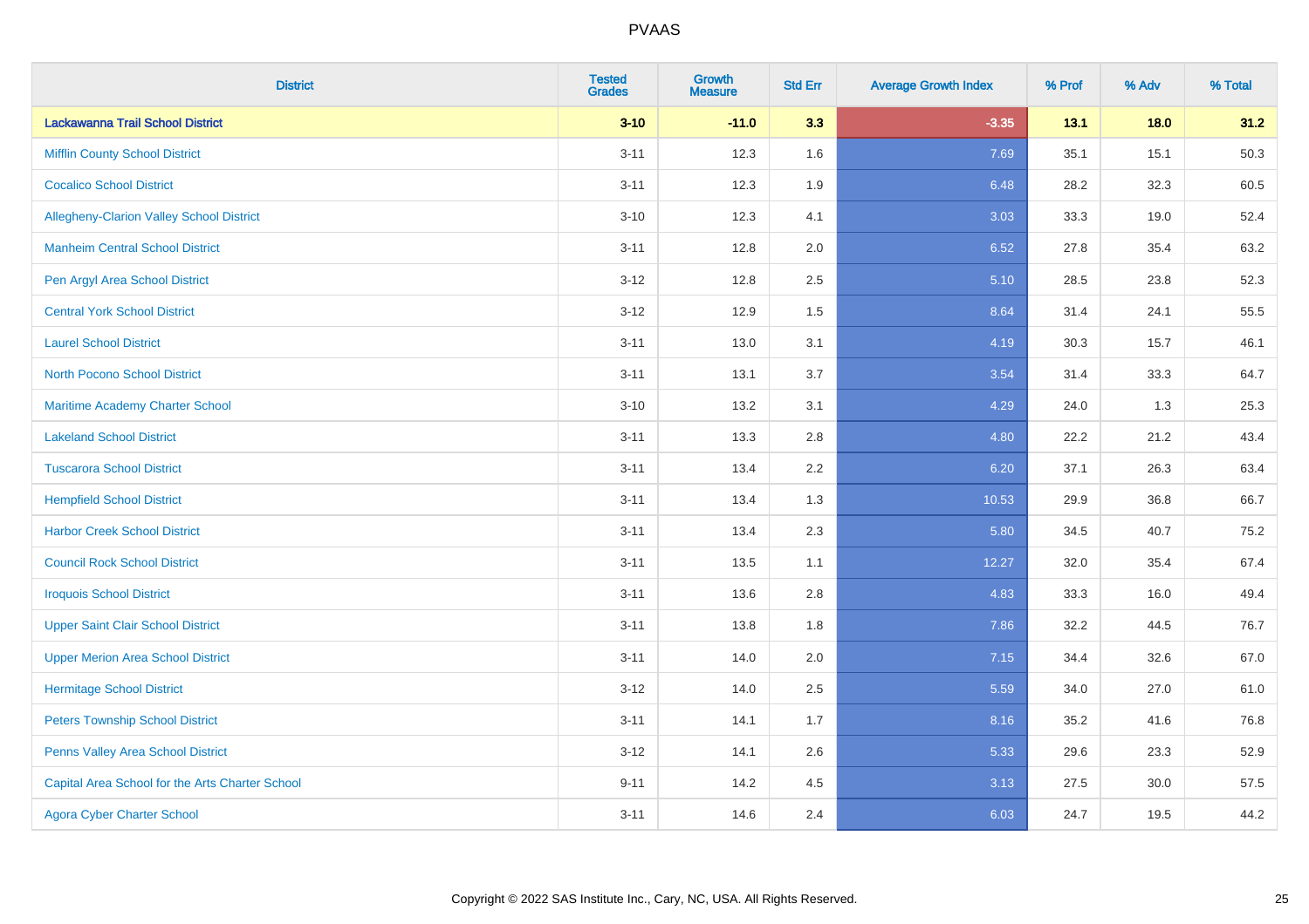| District | Tested Grades | Growth Measure | Std Err | Average Growth Index | % Prof | % Adv | % Total |
|---|---|---|---|---|---|---|---|
| **Lackawanna Trail School District** | **3-10** | **-11.0** | **3.3** | **-3.35** | **13.1** | **18.0** | **31.2** |
| Mifflin County School District | 3-11 | 12.3 | 1.6 | 7.69 | 35.1 | 15.1 | 50.3 |
| Cocalico School District | 3-11 | 12.3 | 1.9 | 6.48 | 28.2 | 32.3 | 60.5 |
| Allegheny-Clarion Valley School District | 3-10 | 12.3 | 4.1 | 3.03 | 33.3 | 19.0 | 52.4 |
| Manheim Central School District | 3-11 | 12.8 | 2.0 | 6.52 | 27.8 | 35.4 | 63.2 |
| Pen Argyl Area School District | 3-12 | 12.8 | 2.5 | 5.10 | 28.5 | 23.8 | 52.3 |
| Central York School District | 3-12 | 12.9 | 1.5 | 8.64 | 31.4 | 24.1 | 55.5 |
| Laurel School District | 3-11 | 13.0 | 3.1 | 4.19 | 30.3 | 15.7 | 46.1 |
| North Pocono School District | 3-11 | 13.1 | 3.7 | 3.54 | 31.4 | 33.3 | 64.7 |
| Maritime Academy Charter School | 3-10 | 13.2 | 3.1 | 4.29 | 24.0 | 1.3 | 25.3 |
| Lakeland School District | 3-11 | 13.3 | 2.8 | 4.80 | 22.2 | 21.2 | 43.4 |
| Tuscarora School District | 3-11 | 13.4 | 2.2 | 6.20 | 37.1 | 26.3 | 63.4 |
| Hempfield School District | 3-11 | 13.4 | 1.3 | 10.53 | 29.9 | 36.8 | 66.7 |
| Harbor Creek School District | 3-11 | 13.4 | 2.3 | 5.80 | 34.5 | 40.7 | 75.2 |
| Council Rock School District | 3-11 | 13.5 | 1.1 | 12.27 | 32.0 | 35.4 | 67.4 |
| Iroquois School District | 3-11 | 13.6 | 2.8 | 4.83 | 33.3 | 16.0 | 49.4 |
| Upper Saint Clair School District | 3-11 | 13.8 | 1.8 | 7.86 | 32.2 | 44.5 | 76.7 |
| Upper Merion Area School District | 3-11 | 14.0 | 2.0 | 7.15 | 34.4 | 32.6 | 67.0 |
| Hermitage School District | 3-12 | 14.0 | 2.5 | 5.59 | 34.0 | 27.0 | 61.0 |
| Peters Township School District | 3-11 | 14.1 | 1.7 | 8.16 | 35.2 | 41.6 | 76.8 |
| Penns Valley Area School District | 3-12 | 14.1 | 2.6 | 5.33 | 29.6 | 23.3 | 52.9 |
| Capital Area School for the Arts Charter School | 9-11 | 14.2 | 4.5 | 3.13 | 27.5 | 30.0 | 57.5 |
| Agora Cyber Charter School | 3-11 | 14.6 | 2.4 | 6.03 | 24.7 | 19.5 | 44.2 |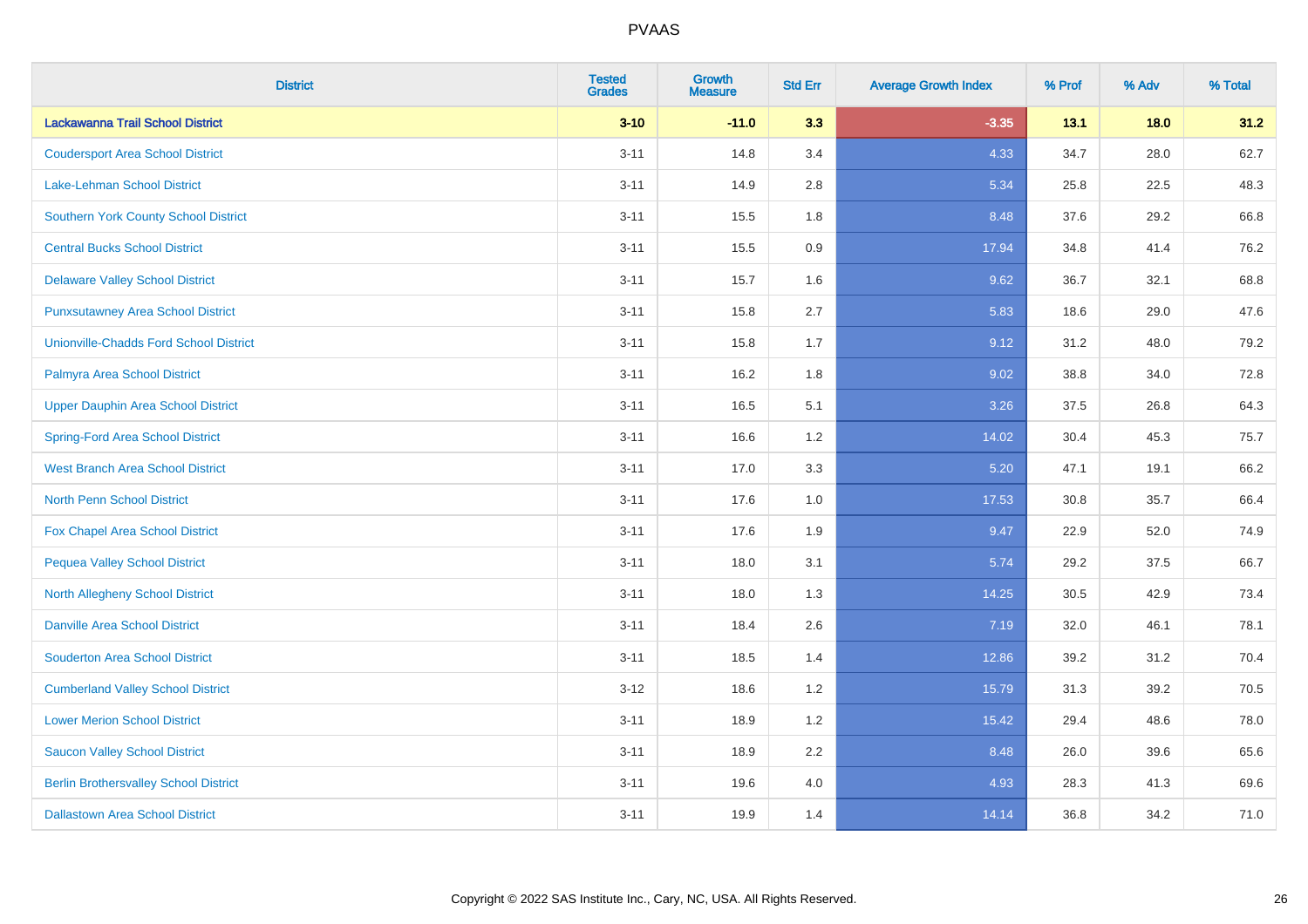| District | Tested Grades | Growth Measure | Std Err | Average Growth Index | % Prof | % Adv | % Total |
|---|---|---|---|---|---|---|---|
| **Lackawanna Trail School District** | **3-10** | **-11.0** | **3.3** | **-3.35** | **13.1** | **18.0** | **31.2** |
| Coudersport Area School District | 3-11 | 14.8 | 3.4 | 4.33 | 34.7 | 28.0 | 62.7 |
| Lake-Lehman School District | 3-11 | 14.9 | 2.8 | 5.34 | 25.8 | 22.5 | 48.3 |
| Southern York County School District | 3-11 | 15.5 | 1.8 | 8.48 | 37.6 | 29.2 | 66.8 |
| Central Bucks School District | 3-11 | 15.5 | 0.9 | 17.94 | 34.8 | 41.4 | 76.2 |
| Delaware Valley School District | 3-11 | 15.7 | 1.6 | 9.62 | 36.7 | 32.1 | 68.8 |
| Punxsutawney Area School District | 3-11 | 15.8 | 2.7 | 5.83 | 18.6 | 29.0 | 47.6 |
| Unionville-Chadds Ford School District | 3-11 | 15.8 | 1.7 | 9.12 | 31.2 | 48.0 | 79.2 |
| Palmyra Area School District | 3-11 | 16.2 | 1.8 | 9.02 | 38.8 | 34.0 | 72.8 |
| Upper Dauphin Area School District | 3-11 | 16.5 | 5.1 | 3.26 | 37.5 | 26.8 | 64.3 |
| Spring-Ford Area School District | 3-11 | 16.6 | 1.2 | 14.02 | 30.4 | 45.3 | 75.7 |
| West Branch Area School District | 3-11 | 17.0 | 3.3 | 5.20 | 47.1 | 19.1 | 66.2 |
| North Penn School District | 3-11 | 17.6 | 1.0 | 17.53 | 30.8 | 35.7 | 66.4 |
| Fox Chapel Area School District | 3-11 | 17.6 | 1.9 | 9.47 | 22.9 | 52.0 | 74.9 |
| Pequea Valley School District | 3-11 | 18.0 | 3.1 | 5.74 | 29.2 | 37.5 | 66.7 |
| North Allegheny School District | 3-11 | 18.0 | 1.3 | 14.25 | 30.5 | 42.9 | 73.4 |
| Danville Area School District | 3-11 | 18.4 | 2.6 | 7.19 | 32.0 | 46.1 | 78.1 |
| Souderton Area School District | 3-11 | 18.5 | 1.4 | 12.86 | 39.2 | 31.2 | 70.4 |
| Cumberland Valley School District | 3-12 | 18.6 | 1.2 | 15.79 | 31.3 | 39.2 | 70.5 |
| Lower Merion School District | 3-11 | 18.9 | 1.2 | 15.42 | 29.4 | 48.6 | 78.0 |
| Saucon Valley School District | 3-11 | 18.9 | 2.2 | 8.48 | 26.0 | 39.6 | 65.6 |
| Berlin Brothersvalley School District | 3-11 | 19.6 | 4.0 | 4.93 | 28.3 | 41.3 | 69.6 |
| Dallastown Area School District | 3-11 | 19.9 | 1.4 | 14.14 | 36.8 | 34.2 | 71.0 |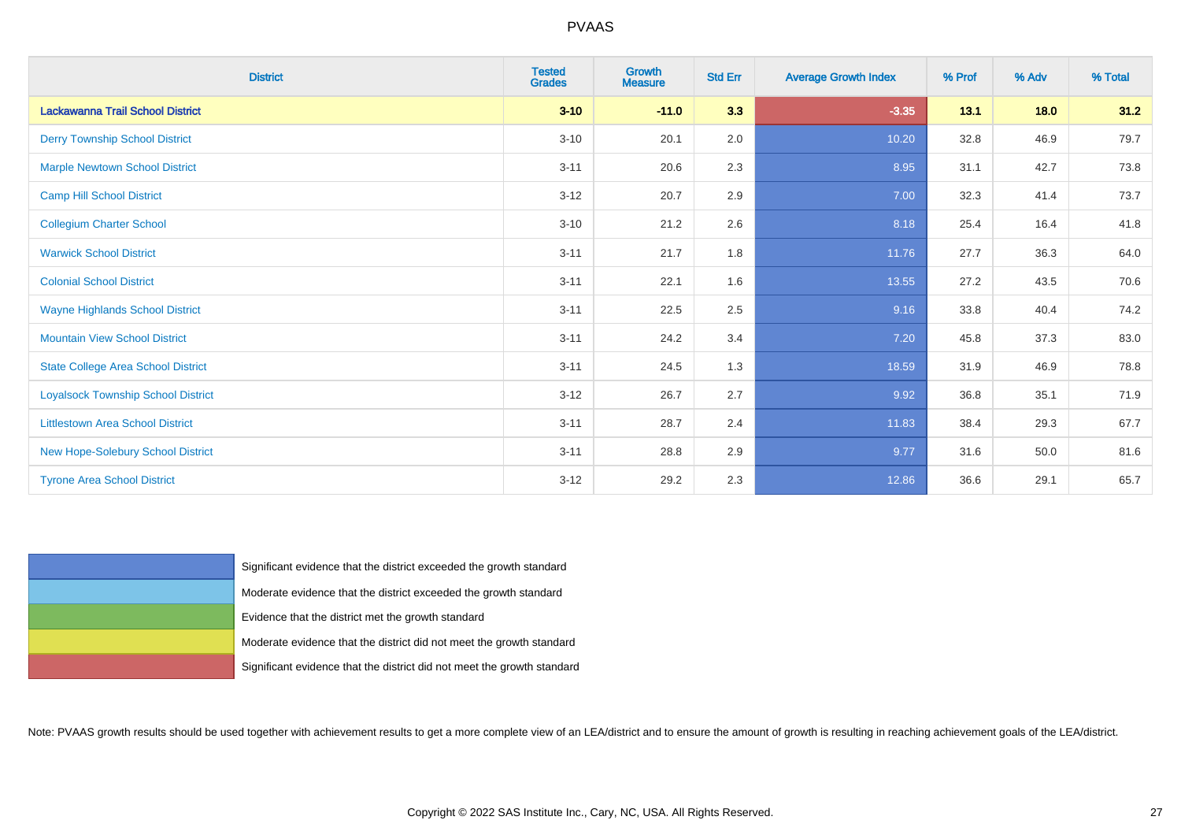# PVAAS

| District | Tested Grades | Growth Measure | Std Err | Average Growth Index | % Prof | % Adv | % Total |
|---|---|---|---|---|---|---|---|
| **Lackawanna Trail School District** | **3-10** | **-11.0** | **3.3** | **-3.35** | **13.1** | **18.0** | **31.2** |
| Derry Township School District | 3-10 | 20.1 | 2.0 | 10.20 | 32.8 | 46.9 | 79.7 |
| Marple Newtown School District | 3-11 | 20.6 | 2.3 | 8.95 | 31.1 | 42.7 | 73.8 |
| Camp Hill School District | 3-12 | 20.7 | 2.9 | 7.00 | 32.3 | 41.4 | 73.7 |
| Collegium Charter School | 3-10 | 21.2 | 2.6 | 8.18 | 25.4 | 16.4 | 41.8 |
| Warwick School District | 3-11 | 21.7 | 1.8 | 11.76 | 27.7 | 36.3 | 64.0 |
| Colonial School District | 3-11 | 22.1 | 1.6 | 13.55 | 27.2 | 43.5 | 70.6 |
| Wayne Highlands School District | 3-11 | 22.5 | 2.5 | 9.16 | 33.8 | 40.4 | 74.2 |
| Mountain View School District | 3-11 | 24.2 | 3.4 | 7.20 | 45.8 | 37.3 | 83.0 |
| State College Area School District | 3-11 | 24.5 | 1.3 | 18.59 | 31.9 | 46.9 | 78.8 |
| Loyalsock Township School District | 3-12 | 26.7 | 2.7 | 9.92 | 36.8 | 35.1 | 71.9 |
| Littlestown Area School District | 3-11 | 28.7 | 2.4 | 11.83 | 38.4 | 29.3 | 67.7 |
| New Hope-Solebury School District | 3-11 | 28.8 | 2.9 | 9.77 | 31.6 | 50.0 | 81.6 |
| Tyrone Area School District | 3-12 | 29.2 | 2.3 | 12.86 | 36.6 | 29.1 | 65.7 |

Significant evidence that the district exceeded the growth standard

Moderate evidence that the district exceeded the growth standard

Evidence that the district met the growth standard

Moderate evidence that the district did not meet the growth standard

Significant evidence that the district did not meet the growth standard

Note: PVAAS growth results should be used together with achievement results to get a more complete view of an LEA/district and to ensure the amount of growth is resulting in reaching achievement goals of the LEA/district.

Copyright © 2022 SAS Institute Inc., Cary, NC, USA. All Rights Reserved.